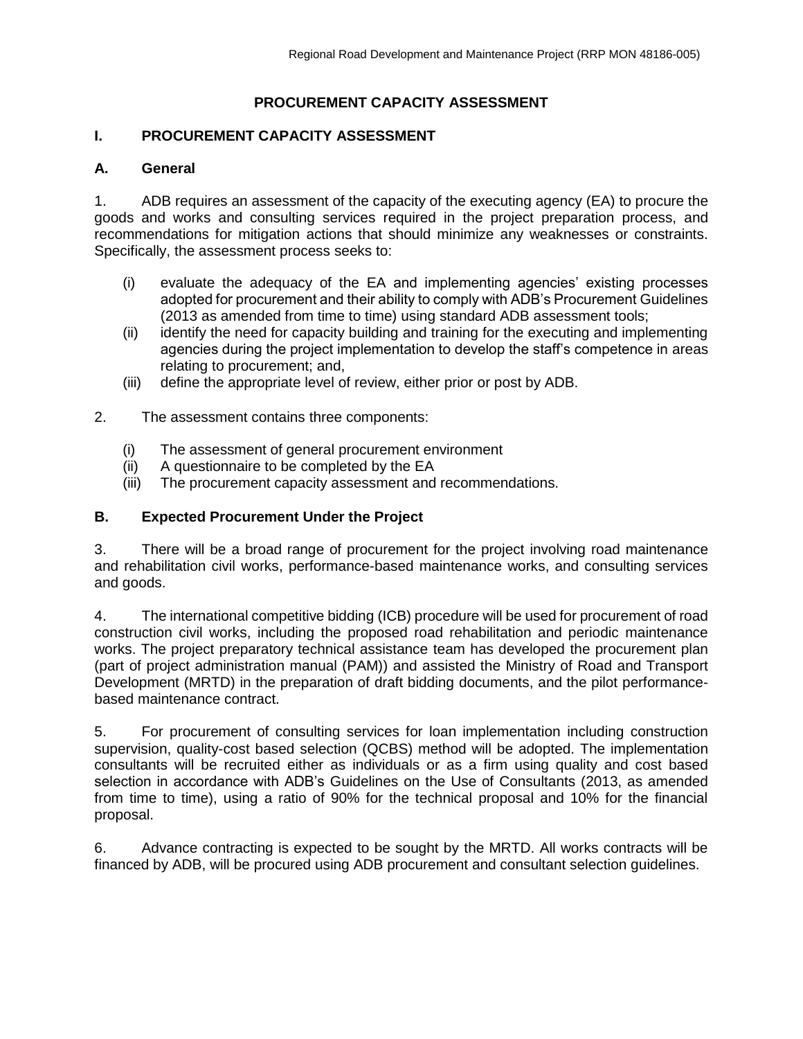# PROCUREMENT CAPACITY ASSESSMENT

## I. PROCUREMENT CAPACITY ASSESSMENT

### A. General

1. ADB requires an assessment of the capacity of the executing agency (EA) to procure the goods and works and consulting services required in the project preparation process, and recommendations for mitigation actions that should minimize any weaknesses or constraints. Specifically, the assessment process seeks to:

   (i) evaluate the adequacy of the EA and implementing agencies' existing processes adopted for procurement and their ability to comply with ADB's Procurement Guidelines (2013 as amended from time to time) using standard ADB assessment tools;
   (ii) identify the need for capacity building and training for the executing and implementing agencies during the project implementation to develop the staff's competence in areas relating to procurement; and,
   (iii) define the appropriate level of review, either prior or post by ADB.

2. The assessment contains three components:

   (i) The assessment of general procurement environment
   (ii) A questionnaire to be completed by the EA
   (iii) The procurement capacity assessment and recommendations.

### B. Expected Procurement Under the Project

3. There will be a broad range of procurement for the project involving road maintenance and rehabilitation civil works, performance-based maintenance works, and consulting services and goods.

4. The international competitive bidding (ICB) procedure will be used for procurement of road construction civil works, including the proposed road rehabilitation and periodic maintenance works. The project preparatory technical assistance team has developed the procurement plan (part of project administration manual (PAM)) and assisted the Ministry of Road and Transport Development (MRTD) in the preparation of draft bidding documents, and the pilot performance-based maintenance contract.

5. For procurement of consulting services for loan implementation including construction supervision, quality-cost based selection (QCBS) method will be adopted. The implementation consultants will be recruited either as individuals or as a firm using quality and cost based selection in accordance with ADB's Guidelines on the Use of Consultants (2013, as amended from time to time), using a ratio of 90% for the technical proposal and 10% for the financial proposal.

6. Advance contracting is expected to be sought by the MRTD. All works contracts will be financed by ADB, will be procured using ADB procurement and consultant selection guidelines.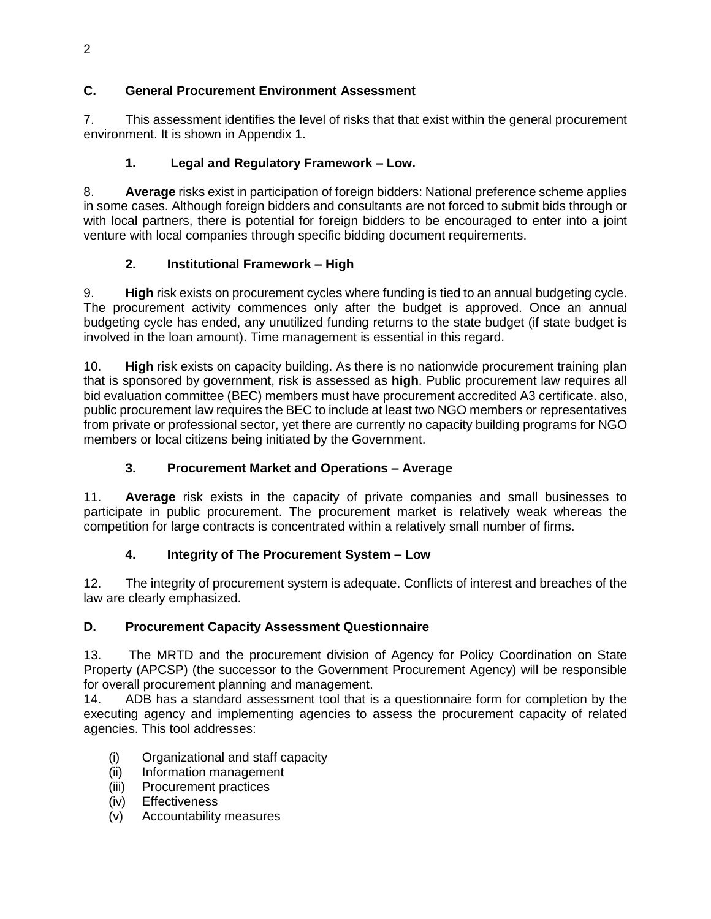## C. General Procurement Environment Assessment

7. This assessment identifies the level of risks that that exist within the general procurement environment. It is shown in Appendix 1.

### 1. Legal and Regulatory Framework – Low.

8. **Average** risks exist in participation of foreign bidders: National preference scheme applies in some cases. Although foreign bidders and consultants are not forced to submit bids through or with local partners, there is potential for foreign bidders to be encouraged to enter into a joint venture with local companies through specific bidding document requirements.

### 2. Institutional Framework – High

9. **High** risk exists on procurement cycles where funding is tied to an annual budgeting cycle. The procurement activity commences only after the budget is approved. Once an annual budgeting cycle has ended, any unutilized funding returns to the state budget (if state budget is involved in the loan amount). Time management is essential in this regard.

10. **High** risk exists on capacity building. As there is no nationwide procurement training plan that is sponsored by government, risk is assessed as **high**. Public procurement law requires all bid evaluation committee (BEC) members must have procurement accredited A3 certificate. also, public procurement law requires the BEC to include at least two NGO members or representatives from private or professional sector, yet there are currently no capacity building programs for NGO members or local citizens being initiated by the Government.

### 3. Procurement Market and Operations – Average

11. **Average** risk exists in the capacity of private companies and small businesses to participate in public procurement. The procurement market is relatively weak whereas the competition for large contracts is concentrated within a relatively small number of firms.

### 4. Integrity of The Procurement System – Low

12. The integrity of procurement system is adequate. Conflicts of interest and breaches of the law are clearly emphasized.

## D. Procurement Capacity Assessment Questionnaire

13. The MRTD and the procurement division of Agency for Policy Coordination on State Property (APCSP) (the successor to the Government Procurement Agency) will be responsible for overall procurement planning and management.

14. ADB has a standard assessment tool that is a questionnaire form for completion by the executing agency and implementing agencies to assess the procurement capacity of related agencies. This tool addresses:

(i) Organizational and staff capacity
(ii) Information management
(iii) Procurement practices
(iv) Effectiveness
(v) Accountability measures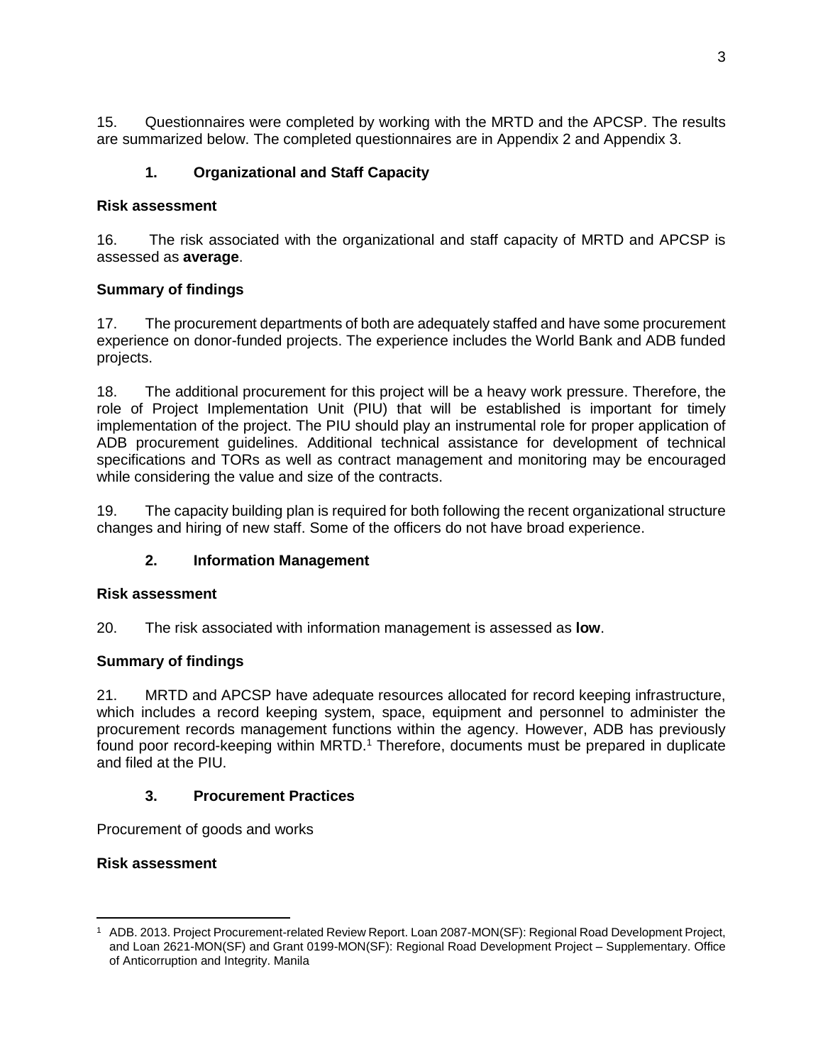15. Questionnaires were completed by working with the MRTD and the APCSP. The results are summarized below. The completed questionnaires are in Appendix 2 and Appendix 3.

### 1. Organizational and Staff Capacity

**Risk assessment**

16. The risk associated with the organizational and staff capacity of MRTD and APCSP is assessed as **average**.

**Summary of findings**

17. The procurement departments of both are adequately staffed and have some procurement experience on donor-funded projects. The experience includes the World Bank and ADB funded projects.

18. The additional procurement for this project will be a heavy work pressure. Therefore, the role of Project Implementation Unit (PIU) that will be established is important for timely implementation of the project. The PIU should play an instrumental role for proper application of ADB procurement guidelines. Additional technical assistance for development of technical specifications and TORs as well as contract management and monitoring may be encouraged while considering the value and size of the contracts.

19. The capacity building plan is required for both following the recent organizational structure changes and hiring of new staff. Some of the officers do not have broad experience.

### 2. Information Management

**Risk assessment**

20. The risk associated with information management is assessed as **low**.

**Summary of findings**

21. MRTD and APCSP have adequate resources allocated for record keeping infrastructure, which includes a record keeping system, space, equipment and personnel to administer the procurement records management functions within the agency. However, ADB has previously found poor record-keeping within MRTD.[1] Therefore, documents must be prepared in duplicate and filed at the PIU.

### 3. Procurement Practices

Procurement of goods and works

**Risk assessment**

[1] ADB. 2013. Project Procurement-related Review Report. Loan 2087-MON(SF): Regional Road Development Project, and Loan 2621-MON(SF) and Grant 0199-MON(SF): Regional Road Development Project – Supplementary. Office of Anticorruption and Integrity. Manila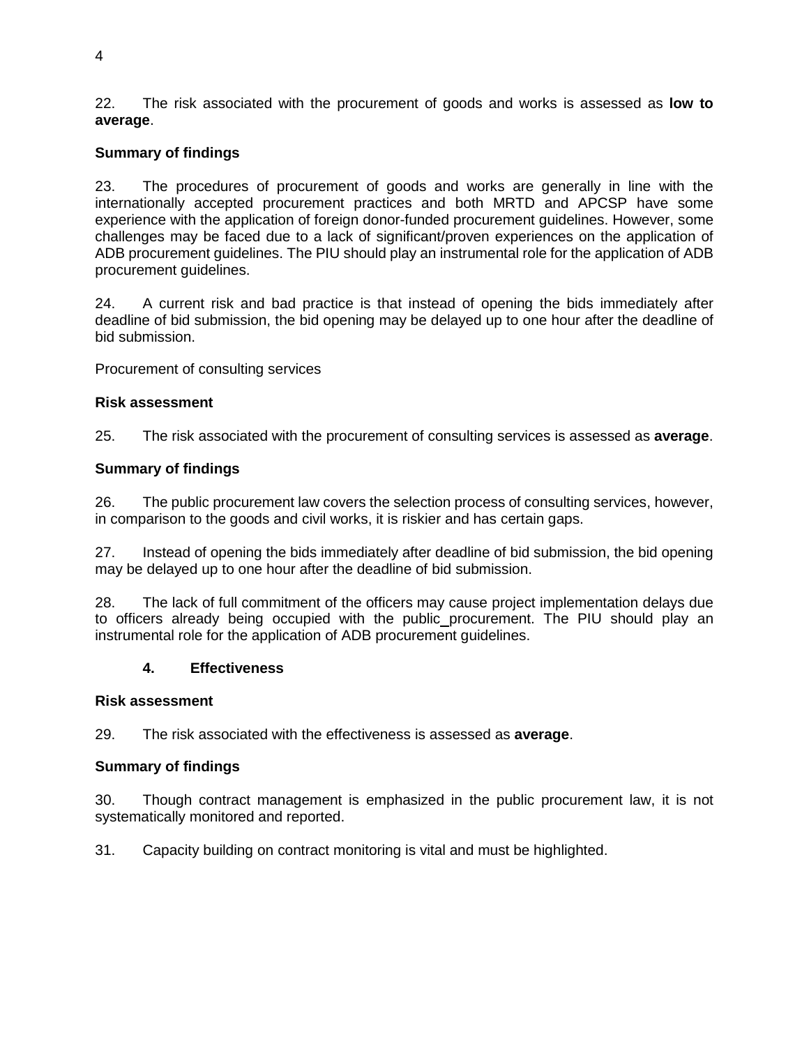22. The risk associated with the procurement of goods and works is assessed as **low to average**.

**Summary of findings**

23. The procedures of procurement of goods and works are generally in line with the internationally accepted procurement practices and both MRTD and APCSP have some experience with the application of foreign donor-funded procurement guidelines. However, some challenges may be faced due to a lack of significant/proven experiences on the application of ADB procurement guidelines. The PIU should play an instrumental role for the application of ADB procurement guidelines.

24. A current risk and bad practice is that instead of opening the bids immediately after deadline of bid submission, the bid opening may be delayed up to one hour after the deadline of bid submission.

Procurement of consulting services

**Risk assessment**

25. The risk associated with the procurement of consulting services is assessed as **average**.

**Summary of findings**

26. The public procurement law covers the selection process of consulting services, however, in comparison to the goods and civil works, it is riskier and has certain gaps.

27. Instead of opening the bids immediately after deadline of bid submission, the bid opening may be delayed up to one hour after the deadline of bid submission.

28. The lack of full commitment of the officers may cause project implementation delays due to officers already being occupied with the public procurement. The PIU should play an instrumental role for the application of ADB procurement guidelines.

### 4. Effectiveness

**Risk assessment**

29. The risk associated with the effectiveness is assessed as **average**.

**Summary of findings**

30. Though contract management is emphasized in the public procurement law, it is not systematically monitored and reported.

31. Capacity building on contract monitoring is vital and must be highlighted.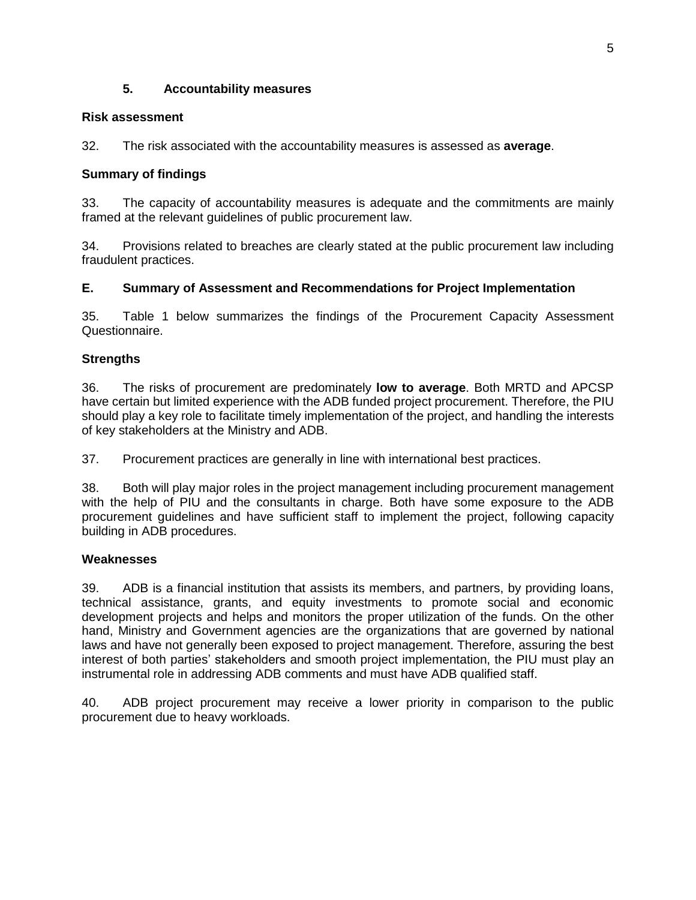### 5. Accountability measures

**Risk assessment**

32. The risk associated with the accountability measures is assessed as **average**.

**Summary of findings**

33. The capacity of accountability measures is adequate and the commitments are mainly framed at the relevant guidelines of public procurement law.

34. Provisions related to breaches are clearly stated at the public procurement law including fraudulent practices.

## E. Summary of Assessment and Recommendations for Project Implementation

35. Table 1 below summarizes the findings of the Procurement Capacity Assessment Questionnaire.

**Strengths**

36. The risks of procurement are predominately **low to average**. Both MRTD and APCSP have certain but limited experience with the ADB funded project procurement. Therefore, the PIU should play a key role to facilitate timely implementation of the project, and handling the interests of key stakeholders at the Ministry and ADB.

37. Procurement practices are generally in line with international best practices.

38. Both will play major roles in the project management including procurement management with the help of PIU and the consultants in charge. Both have some exposure to the ADB procurement guidelines and have sufficient staff to implement the project, following capacity building in ADB procedures.

**Weaknesses**

39. ADB is a financial institution that assists its members, and partners, by providing loans, technical assistance, grants, and equity investments to promote social and economic development projects and helps and monitors the proper utilization of the funds. On the other hand, Ministry and Government agencies are the organizations that are governed by national laws and have not generally been exposed to project management. Therefore, assuring the best interest of both parties' stakeholders and smooth project implementation, the PIU must play an instrumental role in addressing ADB comments and must have ADB qualified staff.

40. ADB project procurement may receive a lower priority in comparison to the public procurement due to heavy workloads.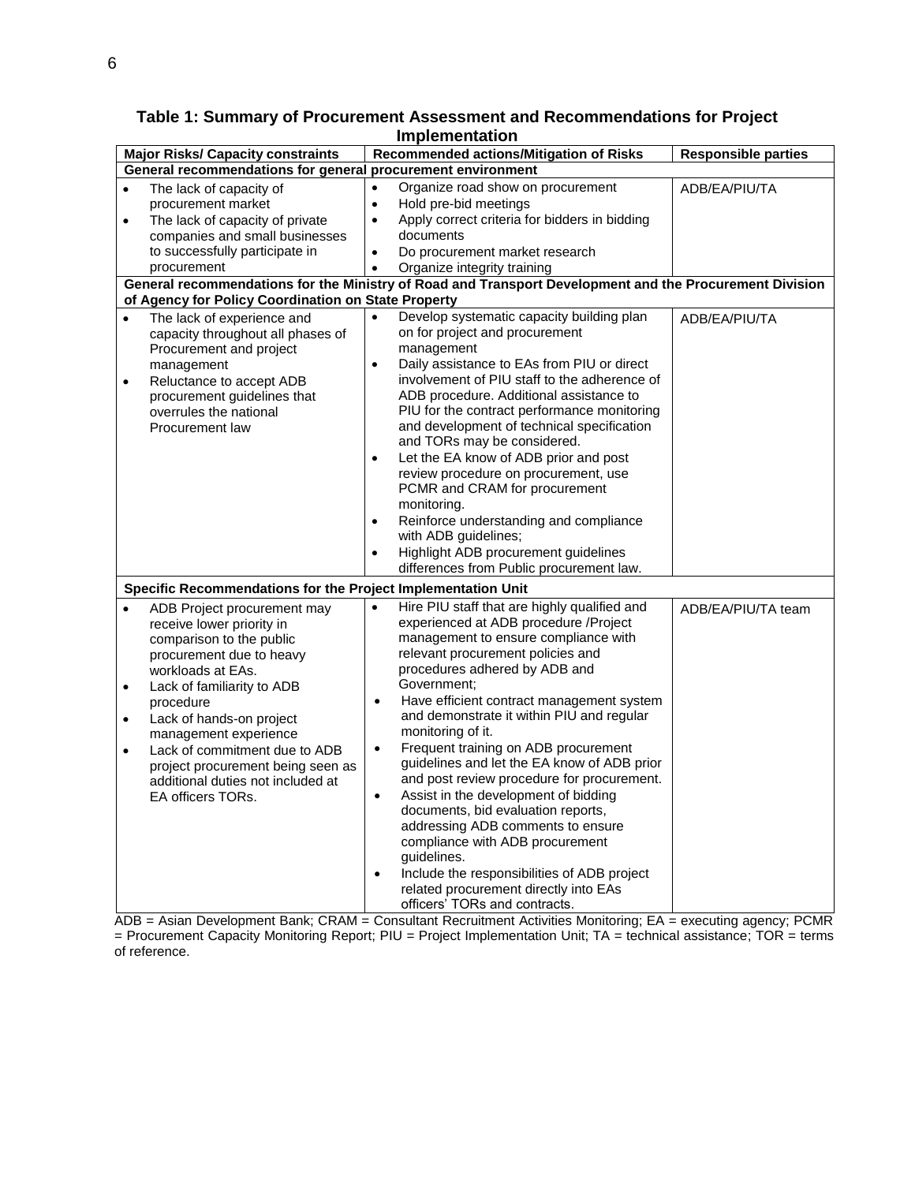**Table 1: Summary of Procurement Assessment and Recommendations for Project Implementation**

| Major Risks/ Capacity constraints | Recommended actions/Mitigation of Risks | Responsible parties |
|---|---|---|
| **General recommendations for general procurement environment** | | |
| • The lack of capacity of procurement market<br>• The lack of capacity of private companies and small businesses to successfully participate in procurement | • Organize road show on procurement<br>• Hold pre-bid meetings<br>• Apply correct criteria for bidders in bidding documents<br>• Do procurement market research<br>• Organize integrity training | ADB/EA/PIU/TA |
| **General recommendations for the Ministry of Road and Transport Development and the Procurement Division of Agency for Policy Coordination on State Property** | | |
| • The lack of experience and capacity throughout all phases of Procurement and project management<br>• Reluctance to accept ADB procurement guidelines that overrules the national Procurement law | • Develop systematic capacity building plan on for project and procurement management<br>• Daily assistance to EAs from PIU or direct involvement of PIU staff to the adherence of ADB procedure. Additional assistance to PIU for the contract performance monitoring and development of technical specification and TORs may be considered.<br>• Let the EA know of ADB prior and post review procedure on procurement, use PCMR and CRAM for procurement monitoring.<br>• Reinforce understanding and compliance with ADB guidelines;<br>• Highlight ADB procurement guidelines differences from Public procurement law. | ADB/EA/PIU/TA |
| **Specific Recommendations for the Project Implementation Unit** | | |
| • ADB Project procurement may receive lower priority in comparison to the public procurement due to heavy workloads at EAs.<br>• Lack of familiarity to ADB procedure<br>• Lack of hands-on project management experience<br>• Lack of commitment due to ADB project procurement being seen as additional duties not included at EA officers TORs. | • Hire PIU staff that are highly qualified and experienced at ADB procedure /Project management to ensure compliance with relevant procurement policies and procedures adhered by ADB and Government;<br>• Have efficient contract management system and demonstrate it within PIU and regular monitoring of it.<br>• Frequent training on ADB procurement guidelines and let the EA know of ADB prior and post review procedure for procurement.<br>• Assist in the development of bidding documents, bid evaluation reports, addressing ADB comments to ensure compliance with ADB procurement guidelines.<br>• Include the responsibilities of ADB project related procurement directly into EAs officers' TORs and contracts. | ADB/EA/PIU/TA team |

ADB = Asian Development Bank; CRAM = Consultant Recruitment Activities Monitoring; EA = executing agency; PCMR = Procurement Capacity Monitoring Report; PIU = Project Implementation Unit; TA = technical assistance; TOR = terms of reference.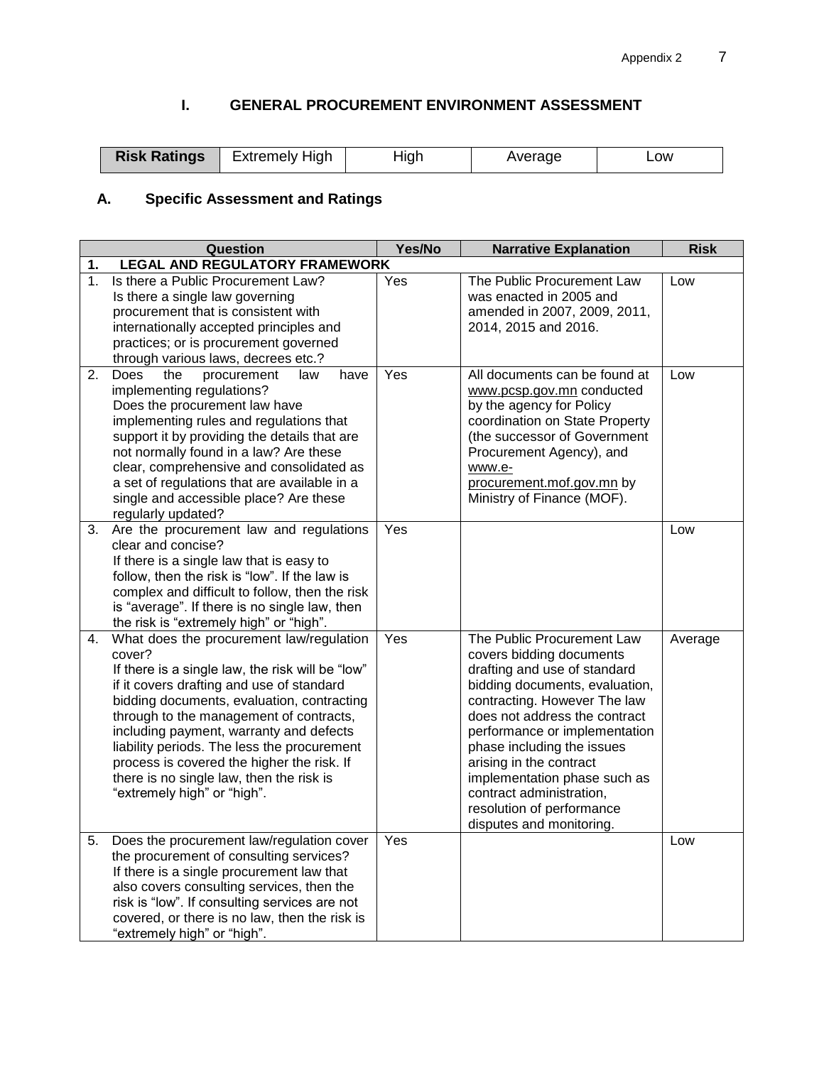## I. GENERAL PROCUREMENT ENVIRONMENT ASSESSMENT

| Risk Ratings | Extremely High | High | Average | Low |
|---|---|---|---|---|

### A. Specific Assessment and Ratings

| Question | Yes/No | Narrative Explanation | Risk |
|---|---|---|---|
| **1. LEGAL AND REGULATORY FRAMEWORK** | | | |
| 1. Is there a Public Procurement Law? Is there a single law governing procurement that is consistent with internationally accepted principles and practices; or is procurement governed through various laws, decrees etc.? | Yes | The Public Procurement Law was enacted in 2005 and amended in 2007, 2009, 2011, 2014, 2015 and 2016. | Low |
| 2. Does the procurement law have implementing regulations? Does the procurement law have implementing rules and regulations that support it by providing the details that are not normally found in a law? Are these clear, comprehensive and consolidated as a set of regulations that are available in a single and accessible place? Are these regularly updated? | Yes | All documents can be found at www.pcsp.gov.mn conducted by the agency for Policy coordination on State Property (the successor of Government Procurement Agency), and www.e-procurement.mof.gov.mn by Ministry of Finance (MOF). | Low |
| 3. Are the procurement law and regulations clear and concise? If there is a single law that is easy to follow, then the risk is "low". If the law is complex and difficult to follow, then the risk is "average". If there is no single law, then the risk is "extremely high" or "high". | Yes | | Low |
| 4. What does the procurement law/regulation cover? If there is a single law, the risk will be "low" if it covers drafting and use of standard bidding documents, evaluation, contracting through to the management of contracts, including payment, warranty and defects liability periods. The less the procurement process is covered the higher the risk. If there is no single law, then the risk is "extremely high" or "high". | Yes | The Public Procurement Law covers bidding documents drafting and use of standard bidding documents, evaluation, contracting. However The law does not address the contract performance or implementation phase including the issues arising in the contract implementation phase such as contract administration, resolution of performance disputes and monitoring. | Average |
| 5. Does the procurement law/regulation cover the procurement of consulting services? If there is a single procurement law that also covers consulting services, then the risk is "low". If consulting services are not covered, or there is no law, then the risk is "extremely high" or "high". | Yes | | Low |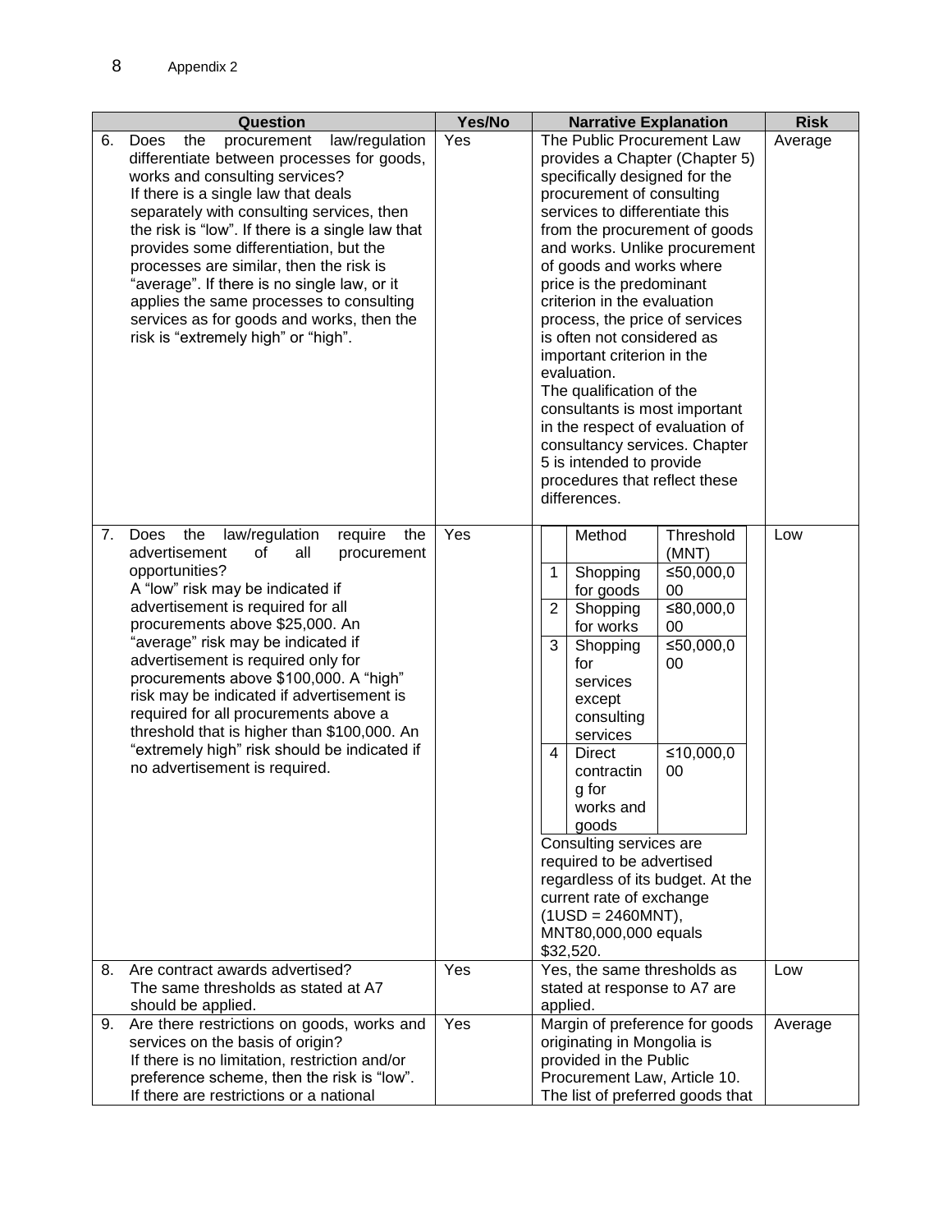Appendix 2

| Question | Yes/No | Narrative Explanation | Risk |
|---|---|---|---|
| 6. Does the procurement law/regulation differentiate between processes for goods, works and consulting services?<br>If there is a single law that deals separately with consulting services, then the risk is "low". If there is a single law that provides some differentiation, but the processes are similar, then the risk is "average". If there is no single law, or it applies the same processes to consulting services as for goods and works, then the risk is "extremely high" or "high". | Yes | The Public Procurement Law provides a Chapter (Chapter 5) specifically designed for the procurement of consulting services to differentiate this from the procurement of goods and works. Unlike procurement of goods and works where price is the predominant criterion in the evaluation process, the price of services is often not considered as important criterion in the evaluation.<br>The qualification of the consultants is most important in the respect of evaluation of consultancy services. Chapter 5 is intended to provide procedures that reflect these differences. | Average |
| 7. Does the law/regulation require the advertisement of all procurement opportunities?<br>A "low" risk may be indicated if advertisement is required for all procurements above $25,000. An "average" risk may be indicated if advertisement is required only for procurements above $100,000. A "high" risk may be indicated if advertisement is required for all procurements above a threshold that is higher than $100,000. An "extremely high" risk should be indicated if no advertisement is required. | Yes | (No.) Method – Threshold (MNT):<br>1. Shopping for goods – ≤50,000,000<br>2. Shopping for works – ≤80,000,000<br>3. Shopping for services except consulting services – ≤50,000,000<br>4. Direct contracting for works and goods – ≤10,000,000<br>Consulting services are required to be advertised regardless of its budget. At the current rate of exchange (1USD = 2460MNT), MNT80,000,000 equals $32,520. | Low |
| 8. Are contract awards advertised?<br>The same thresholds as stated at A7 should be applied. | Yes | Yes, the same thresholds as stated at response to A7 are applied. | Low |
| 9. Are there restrictions on goods, works and services on the basis of origin?<br>If there is no limitation, restriction and/or preference scheme, then the risk is "low". If there are restrictions or a national | Yes | Margin of preference for goods originating in Mongolia is provided in the Public Procurement Law, Article 10. The list of preferred goods that | Average |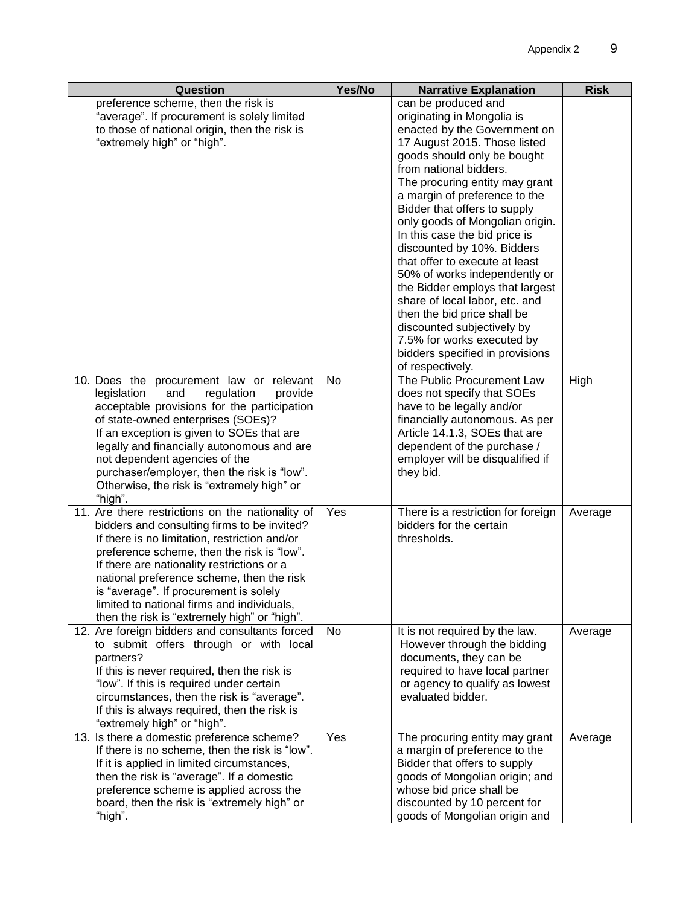| Question | Yes/No | Narrative Explanation | Risk |
|---|---|---|---|
| preference scheme, then the risk is "average". If procurement is solely limited to those of national origin, then the risk is "extremely high" or "high". | | can be produced and originating in Mongolia is enacted by the Government on 17 August 2015. Those listed goods should only be bought from national bidders. The procuring entity may grant a margin of preference to the Bidder that offers to supply only goods of Mongolian origin. In this case the bid price is discounted by 10%. Bidders that offer to execute at least 50% of works independently or the Bidder employs that largest share of local labor, etc. and then the bid price shall be discounted subjectively by 7.5% for works executed by bidders specified in provisions of respectively. | |
| 10. Does the procurement law or relevant legislation and regulation provide acceptable provisions for the participation of state-owned enterprises (SOEs)? If an exception is given to SOEs that are legally and financially autonomous and are not dependent agencies of the purchaser/employer, then the risk is "low". Otherwise, the risk is "extremely high" or "high". | No | The Public Procurement Law does not specify that SOEs have to be legally and/or financially autonomous. As per Article 14.1.3, SOEs that are dependent of the purchase / employer will be disqualified if they bid. | High |
| 11. Are there restrictions on the nationality of bidders and consulting firms to be invited? If there is no limitation, restriction and/or preference scheme, then the risk is "low". If there are nationality restrictions or a national preference scheme, then the risk is "average". If procurement is solely limited to national firms and individuals, then the risk is "extremely high" or "high". | Yes | There is a restriction for foreign bidders for the certain thresholds. | Average |
| 12. Are foreign bidders and consultants forced to submit offers through or with local partners? If this is never required, then the risk is "low". If this is required under certain circumstances, then the risk is "average". If this is always required, then the risk is "extremely high" or "high". | No | It is not required by the law. However through the bidding documents, they can be required to have local partner or agency to qualify as lowest evaluated bidder. | Average |
| 13. Is there a domestic preference scheme? If there is no scheme, then the risk is "low". If it is applied in limited circumstances, then the risk is "average". If a domestic preference scheme is applied across the board, then the risk is "extremely high" or "high". | Yes | The procuring entity may grant a margin of preference to the Bidder that offers to supply goods of Mongolian origin; and whose bid price shall be discounted by 10 percent for goods of Mongolian origin and | Average |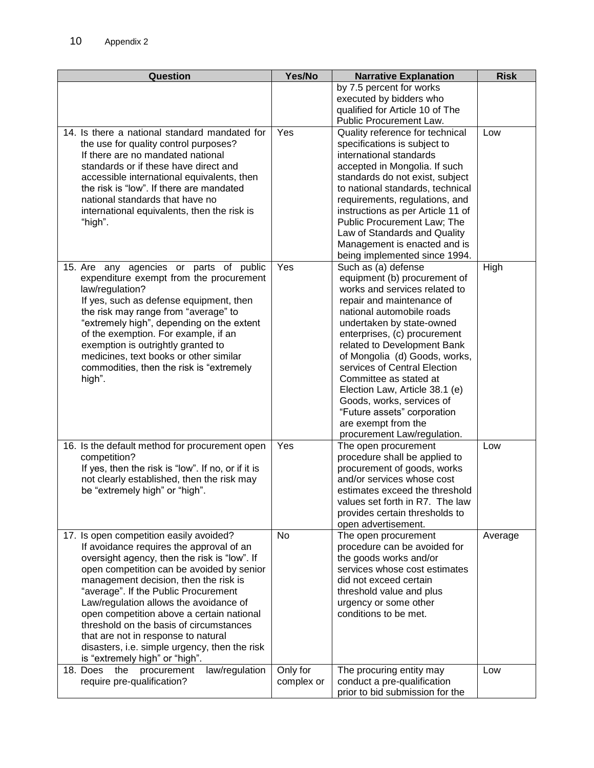| Question | Yes/No | Narrative Explanation | Risk |
|---|---|---|---|
| | | by 7.5 percent for works executed by bidders who qualified for Article 10 of The Public Procurement Law. | |
| 14. Is there a national standard mandated for the use for quality control purposes? If there are no mandated national standards or if these have direct and accessible international equivalents, then the risk is "low". If there are mandated national standards that have no international equivalents, then the risk is "high". | Yes | Quality reference for technical specifications is subject to international standards accepted in Mongolia. If such standards do not exist, subject to national standards, technical requirements, regulations, and instructions as per Article 11 of Public Procurement Law; The Law of Standards and Quality Management is enacted and is being implemented since 1994. | Low |
| 15. Are any agencies or parts of public expenditure exempt from the procurement law/regulation? If yes, such as defense equipment, then the risk may range from "average" to "extremely high", depending on the extent of the exemption. For example, if an exemption is outrightly granted to medicines, text books or other similar commodities, then the risk is "extremely high". | Yes | Such as (a) defense equipment (b) procurement of works and services related to repair and maintenance of national automobile roads undertaken by state-owned enterprises, (c) procurement related to Development Bank of Mongolia (d) Goods, works, services of Central Election Committee as stated at Election Law, Article 38.1 (e) Goods, works, services of "Future assets" corporation are exempt from the procurement Law/regulation. | High |
| 16. Is the default method for procurement open competition? If yes, then the risk is "low". If no, or if it is not clearly established, then the risk may be "extremely high" or "high". | Yes | The open procurement procedure shall be applied to procurement of goods, works and/or services whose cost estimates exceed the threshold values set forth in R7. The law provides certain thresholds to open advertisement. | Low |
| 17. Is open competition easily avoided? If avoidance requires the approval of an oversight agency, then the risk is "low". If open competition can be avoided by senior management decision, then the risk is "average". If the Public Procurement Law/regulation allows the avoidance of open competition above a certain national threshold on the basis of circumstances that are not in response to natural disasters, i.e. simple urgency, then the risk is "extremely high" or "high". | No | The open procurement procedure can be avoided for the goods works and/or services whose cost estimates did not exceed certain threshold value and plus urgency or some other conditions to be met. | Average |
| 18. Does the procurement law/regulation require pre-qualification? | Only for complex or | The procuring entity may conduct a pre-qualification prior to bid submission for the | Low |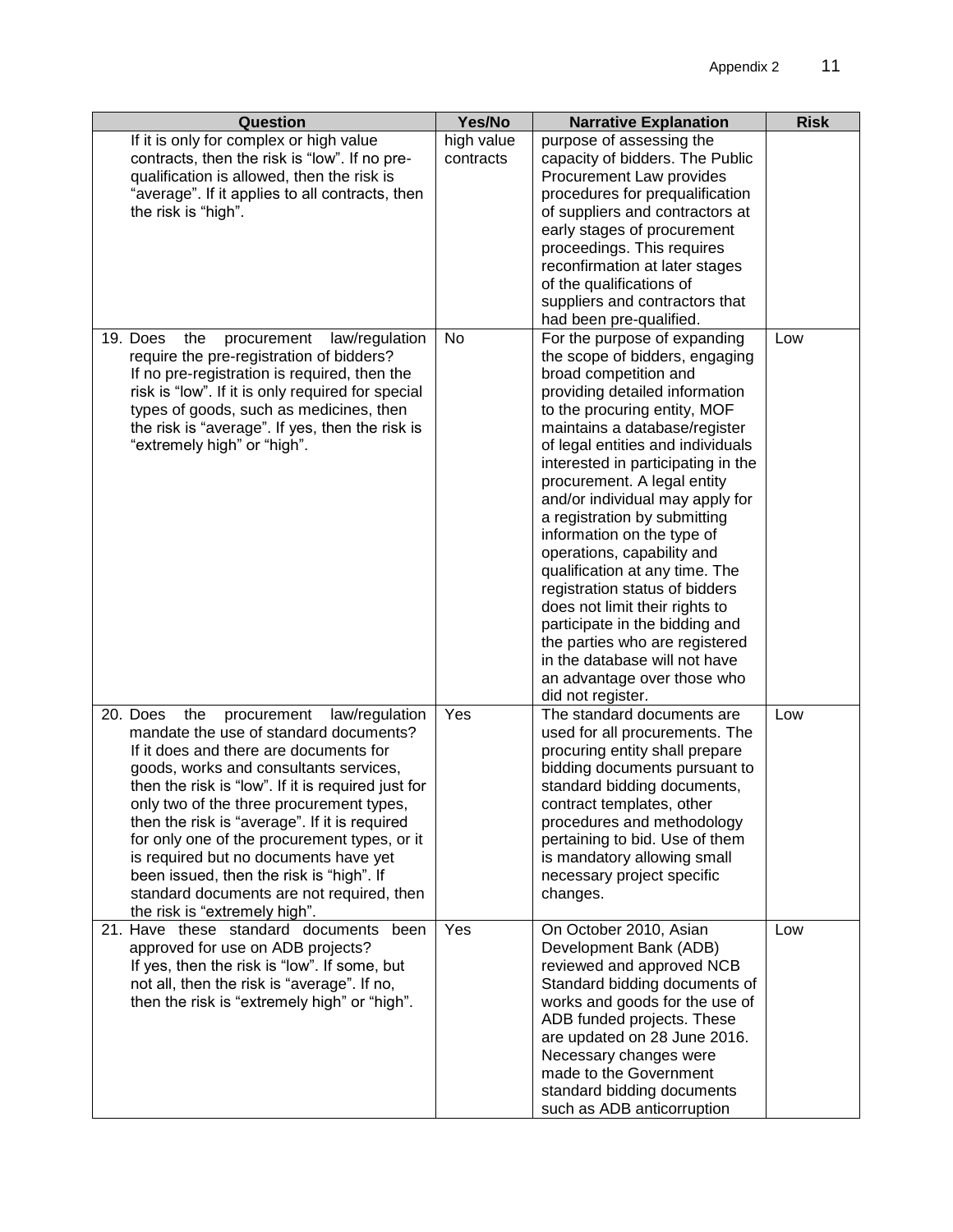| Question | Yes/No | Narrative Explanation | Risk |
|---|---|---|---|
| If it is only for complex or high value contracts, then the risk is "low". If no pre-qualification is allowed, then the risk is "average". If it applies to all contracts, then the risk is "high". | high value contracts | purpose of assessing the capacity of bidders. The Public Procurement Law provides procedures for prequalification of suppliers and contractors at early stages of procurement proceedings. This requires reconfirmation at later stages of the qualifications of suppliers and contractors that had been pre-qualified. | |
| 19. Does the procurement law/regulation require the pre-registration of bidders? If no pre-registration is required, then the risk is "low". If it is only required for special types of goods, such as medicines, then the risk is "average". If yes, then the risk is "extremely high" or "high". | No | For the purpose of expanding the scope of bidders, engaging broad competition and providing detailed information to the procuring entity, MOF maintains a database/register of legal entities and individuals interested in participating in the procurement. A legal entity and/or individual may apply for a registration by submitting information on the type of operations, capability and qualification at any time. The registration status of bidders does not limit their rights to participate in the bidding and the parties who are registered in the database will not have an advantage over those who did not register. | Low |
| 20. Does the procurement law/regulation mandate the use of standard documents? If it does and there are documents for goods, works and consultants services, then the risk is "low". If it is required just for only two of the three procurement types, then the risk is "average". If it is required for only one of the procurement types, or it is required but no documents have yet been issued, then the risk is "high". If standard documents are not required, then the risk is "extremely high". | Yes | The standard documents are used for all procurements. The procuring entity shall prepare bidding documents pursuant to standard bidding documents, contract templates, other procedures and methodology pertaining to bid. Use of them is mandatory allowing small necessary project specific changes. | Low |
| 21. Have these standard documents been approved for use on ADB projects? If yes, then the risk is "low". If some, but not all, then the risk is "average". If no, then the risk is "extremely high" or "high". | Yes | On October 2010, Asian Development Bank (ADB) reviewed and approved NCB Standard bidding documents of works and goods for the use of ADB funded projects. These are updated on 28 June 2016. Necessary changes were made to the Government standard bidding documents such as ADB anticorruption | Low |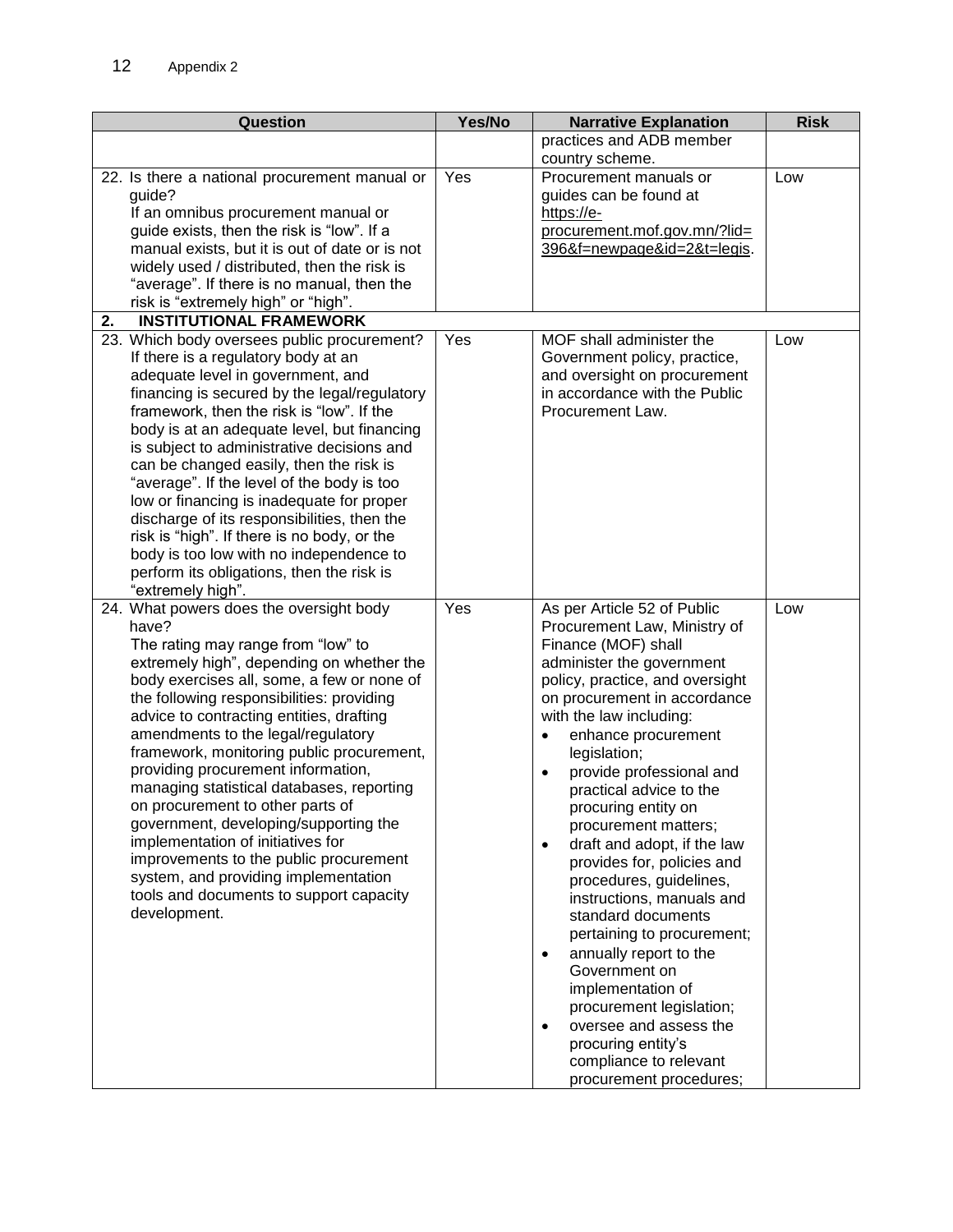| Question | Yes/No | Narrative Explanation | Risk |
|---|---|---|---|
| | | practices and ADB member country scheme. | |
| 22. Is there a national procurement manual or guide? If an omnibus procurement manual or guide exists, then the risk is "low". If a manual exists, but it is out of date or is not widely used / distributed, then the risk is "average". If there is no manual, then the risk is "extremely high" or "high". | Yes | Procurement manuals or guides can be found at https://e-procurement.mof.gov.mn/?lid=396&f=newpage&id=2&t=legis. | Low |
| **2. INSTITUTIONAL FRAMEWORK** | | | |
| 23. Which body oversees public procurement? If there is a regulatory body at an adequate level in government, and financing is secured by the legal/regulatory framework, then the risk is "low". If the body is at an adequate level, but financing is subject to administrative decisions and can be changed easily, then the risk is "average". If the level of the body is too low or financing is inadequate for proper discharge of its responsibilities, then the risk is "high". If there is no body, or the body is too low with no independence to perform its obligations, then the risk is "extremely high". | Yes | MOF shall administer the Government policy, practice, and oversight on procurement in accordance with the Public Procurement Law. | Low |
| 24. What powers does the oversight body have? The rating may range from "low" to extremely high", depending on whether the body exercises all, some, a few or none of the following responsibilities: providing advice to contracting entities, drafting amendments to the legal/regulatory framework, monitoring public procurement, providing procurement information, managing statistical databases, reporting on procurement to other parts of government, developing/supporting the implementation of initiatives for improvements to the public procurement system, and providing implementation tools and documents to support capacity development. | Yes | As per Article 52 of Public Procurement Law, Ministry of Finance (MOF) shall administer the government policy, practice, and oversight on procurement in accordance with the law including: <br>• enhance procurement legislation; <br>• provide professional and practical advice to the procuring entity on procurement matters; <br>• draft and adopt, if the law provides for, policies and procedures, guidelines, instructions, manuals and standard documents pertaining to procurement; <br>• annually report to the Government on implementation of procurement legislation; <br>• oversee and assess the procuring entity's compliance to relevant procurement procedures; | Low |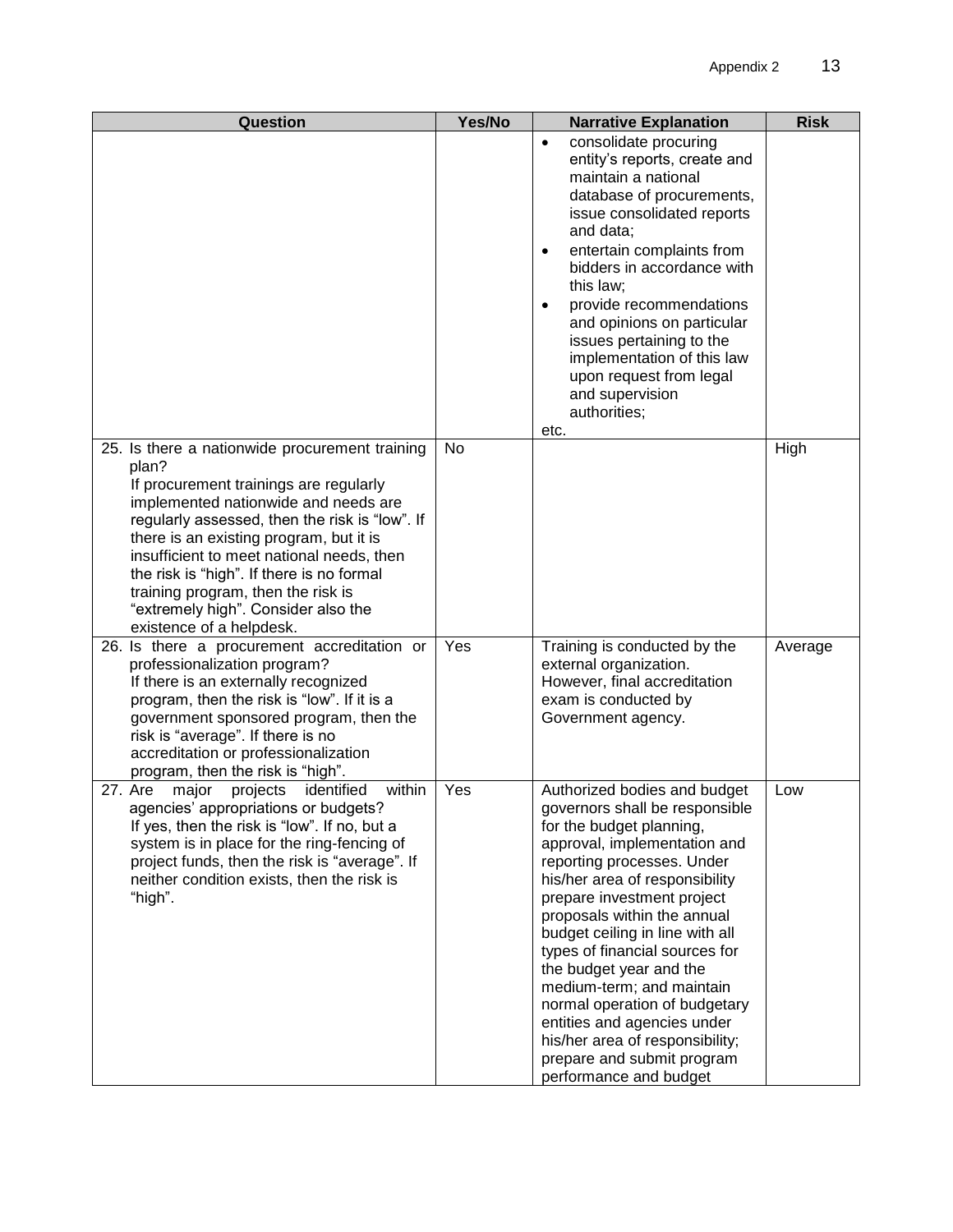| Question | Yes/No | Narrative Explanation | Risk |
|---|---|---|---|
| | | • consolidate procuring entity's reports, create and maintain a national database of procurements, issue consolidated reports and data;<br>• entertain complaints from bidders in accordance with this law;<br>• provide recommendations and opinions on particular issues pertaining to the implementation of this law upon request from legal and supervision authorities;<br>etc. | |
| 25. Is there a nationwide procurement training plan?<br>If procurement trainings are regularly implemented nationwide and needs are regularly assessed, then the risk is "low". If there is an existing program, but it is insufficient to meet national needs, then the risk is "high". If there is no formal training program, then the risk is "extremely high". Consider also the existence of a helpdesk. | No | | High |
| 26. Is there a procurement accreditation or professionalization program?<br>If there is an externally recognized program, then the risk is "low". If it is a government sponsored program, then the risk is "average". If there is no accreditation or professionalization program, then the risk is "high". | Yes | Training is conducted by the external organization. However, final accreditation exam is conducted by Government agency. | Average |
| 27. Are major projects identified within agencies' appropriations or budgets?<br>If yes, then the risk is "low". If no, but a system is in place for the ring-fencing of project funds, then the risk is "average". If neither condition exists, then the risk is "high". | Yes | Authorized bodies and budget governors shall be responsible for the budget planning, approval, implementation and reporting processes. Under his/her area of responsibility prepare investment project proposals within the annual budget ceiling in line with all types of financial sources for the budget year and the medium-term; and maintain normal operation of budgetary entities and agencies under his/her area of responsibility; prepare and submit program performance and budget | Low |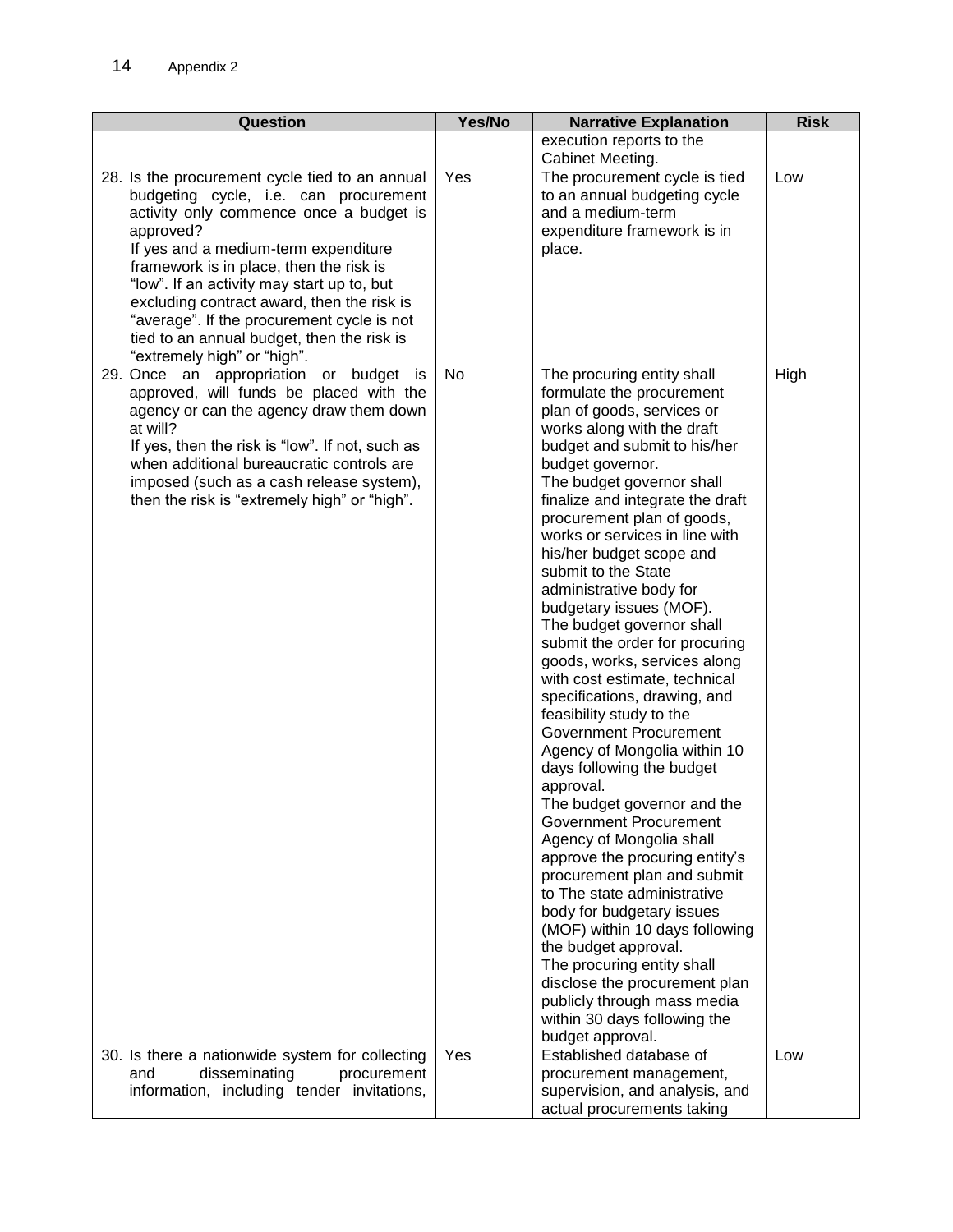| Question | Yes/No | Narrative Explanation | Risk |
|---|---|---|---|
| | | execution reports to the Cabinet Meeting. | |
| 28. Is the procurement cycle tied to an annual budgeting cycle, i.e. can procurement activity only commence once a budget is approved? If yes and a medium-term expenditure framework is in place, then the risk is "low". If an activity may start up to, but excluding contract award, then the risk is "average". If the procurement cycle is not tied to an annual budget, then the risk is "extremely high" or "high". | Yes | The procurement cycle is tied to an annual budgeting cycle and a medium-term expenditure framework is in place. | Low |
| 29. Once an appropriation or budget is approved, will funds be placed with the agency or can the agency draw them down at will? If yes, then the risk is "low". If not, such as when additional bureaucratic controls are imposed (such as a cash release system), then the risk is "extremely high" or "high". | No | The procuring entity shall formulate the procurement plan of goods, services or works along with the draft budget and submit to his/her budget governor. The budget governor shall finalize and integrate the draft procurement plan of goods, works or services in line with his/her budget scope and submit to the State administrative body for budgetary issues (MOF). The budget governor shall submit the order for procuring goods, works, services along with cost estimate, technical specifications, drawing, and feasibility study to the Government Procurement Agency of Mongolia within 10 days following the budget approval. The budget governor and the Government Procurement Agency of Mongolia shall approve the procuring entity's procurement plan and submit to The state administrative body for budgetary issues (MOF) within 10 days following the budget approval. The procuring entity shall disclose the procurement plan publicly through mass media within 30 days following the budget approval. | High |
| 30. Is there a nationwide system for collecting and disseminating procurement information, including tender invitations, | Yes | Established database of procurement management, supervision, and analysis, and actual procurements taking | Low |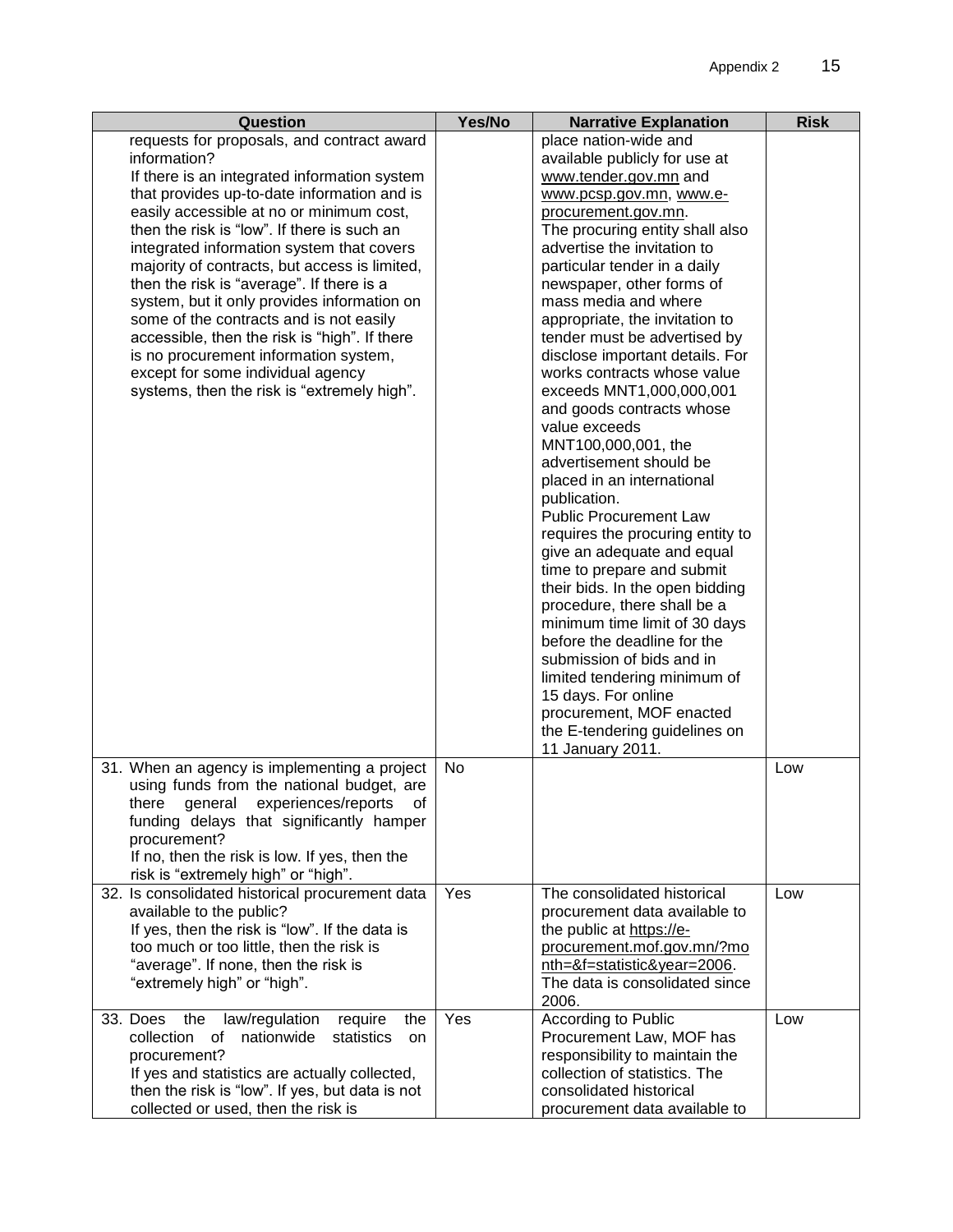| Question | Yes/No | Narrative Explanation | Risk |
|---|---|---|---|
| requests for proposals, and contract award information?<br>If there is an integrated information system that provides up-to-date information and is easily accessible at no or minimum cost, then the risk is "low". If there is such an integrated information system that covers majority of contracts, but access is limited, then the risk is "average". If there is a system, but it only provides information on some of the contracts and is not easily accessible, then the risk is "high". If there is no procurement information system, except for some individual agency systems, then the risk is "extremely high". | | place nation-wide and available publicly for use at www.tender.gov.mn and www.pcsp.gov.mn, www.e-procurement.gov.mn.<br>The procuring entity shall also advertise the invitation to particular tender in a daily newspaper, other forms of mass media and where appropriate, the invitation to tender must be advertised by disclose important details. For works contracts whose value exceeds MNT1,000,000,001 and goods contracts whose value exceeds MNT100,000,001, the advertisement should be placed in an international publication.<br>Public Procurement Law requires the procuring entity to give an adequate and equal time to prepare and submit their bids. In the open bidding procedure, there shall be a minimum time limit of 30 days before the deadline for the submission of bids and in limited tendering minimum of 15 days. For online procurement, MOF enacted the E-tendering guidelines on 11 January 2011. | |
| 31. When an agency is implementing a project using funds from the national budget, are there general experiences/reports of funding delays that significantly hamper procurement?<br>If no, then the risk is low. If yes, then the risk is "extremely high" or "high". | No | | Low |
| 32. Is consolidated historical procurement data available to the public?<br>If yes, then the risk is "low". If the data is too much or too little, then the risk is "average". If none, then the risk is "extremely high" or "high". | Yes | The consolidated historical procurement data available to the public at https://e-procurement.mof.gov.mn/?month=&f=statistic&year=2006.<br>The data is consolidated since 2006. | Low |
| 33. Does the law/regulation require the collection of nationwide statistics on procurement?<br>If yes and statistics are actually collected, then the risk is "low". If yes, but data is not collected or used, then the risk is | Yes | According to Public Procurement Law, MOF has responsibility to maintain the collection of statistics. The consolidated historical procurement data available to | Low |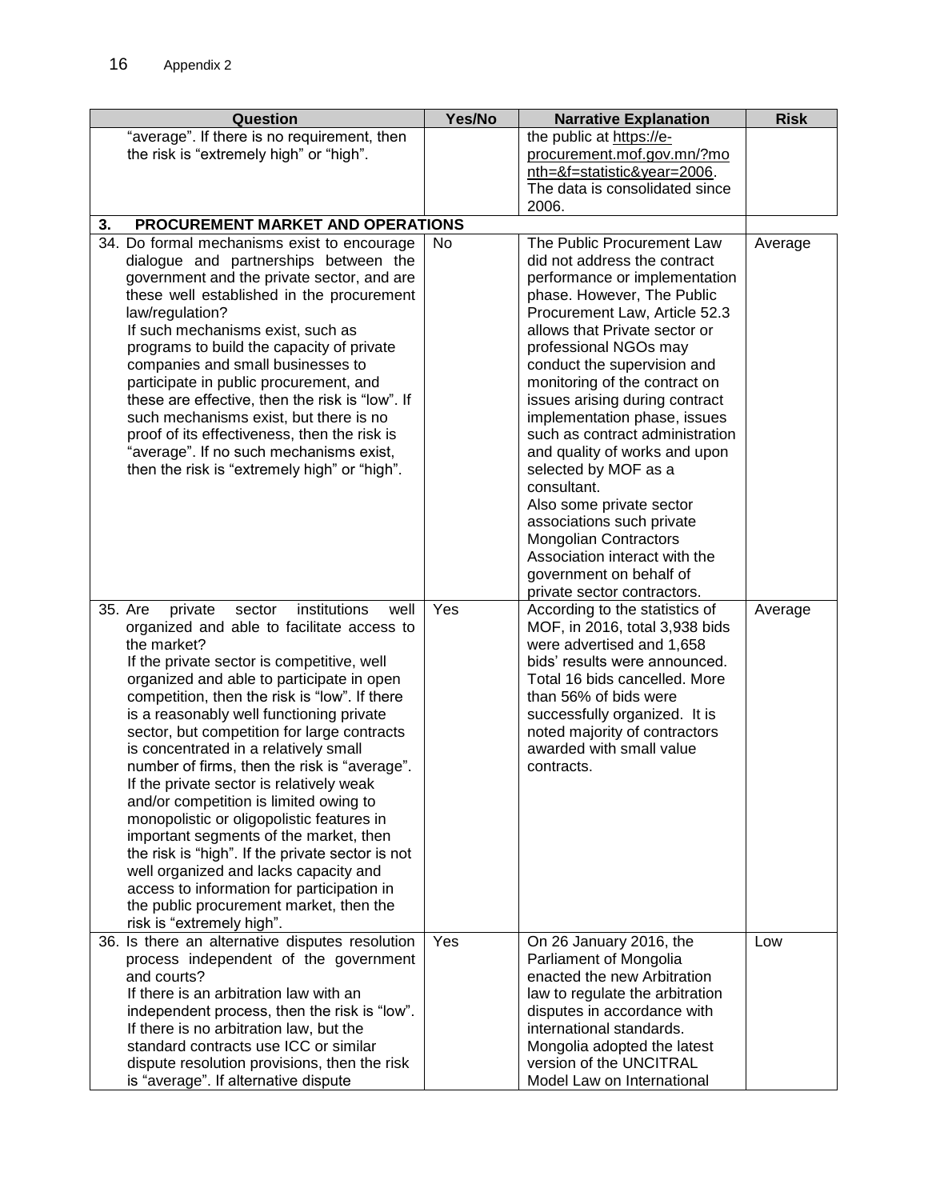| Question | Yes/No | Narrative Explanation | Risk |
|---|---|---|---|
| "average". If there is no requirement, then the risk is "extremely high" or "high". | | the public at https://e-procurement.mof.gov.mn/?month=&f=statistic&year=2006. The data is consolidated since 2006. | |
| **3. PROCUREMENT MARKET AND OPERATIONS** | | | |
| 34. Do formal mechanisms exist to encourage dialogue and partnerships between the government and the private sector, and are these well established in the procurement law/regulation? If such mechanisms exist, such as programs to build the capacity of private companies and small businesses to participate in public procurement, and these are effective, then the risk is "low". If such mechanisms exist, but there is no proof of its effectiveness, then the risk is "average". If no such mechanisms exist, then the risk is "extremely high" or "high". | No | The Public Procurement Law did not address the contract performance or implementation phase. However, The Public Procurement Law, Article 52.3 allows that Private sector or professional NGOs may conduct the supervision and monitoring of the contract on issues arising during contract implementation phase, issues such as contract administration and quality of works and upon selected by MOF as a consultant. Also some private sector associations such private Mongolian Contractors Association interact with the government on behalf of private sector contractors. | Average |
| 35. Are private sector institutions well organized and able to facilitate access to the market? If the private sector is competitive, well organized and able to participate in open competition, then the risk is "low". If there is a reasonably well functioning private sector, but competition for large contracts is concentrated in a relatively small number of firms, then the risk is "average". If the private sector is relatively weak and/or competition is limited owing to monopolistic or oligopolistic features in important segments of the market, then the risk is "high". If the private sector is not well organized and lacks capacity and access to information for participation in the public procurement market, then the risk is "extremely high". | Yes | According to the statistics of MOF, in 2016, total 3,938 bids were advertised and 1,658 bids' results were announced. Total 16 bids cancelled. More than 56% of bids were successfully organized. It is noted majority of contractors awarded with small value contracts. | Average |
| 36. Is there an alternative disputes resolution process independent of the government and courts? If there is an arbitration law with an independent process, then the risk is "low". If there is no arbitration law, but the standard contracts use ICC or similar dispute resolution provisions, then the risk is "average". If alternative dispute | Yes | On 26 January 2016, the Parliament of Mongolia enacted the new Arbitration law to regulate the arbitration disputes in accordance with international standards. Mongolia adopted the latest version of the UNCITRAL Model Law on International | Low |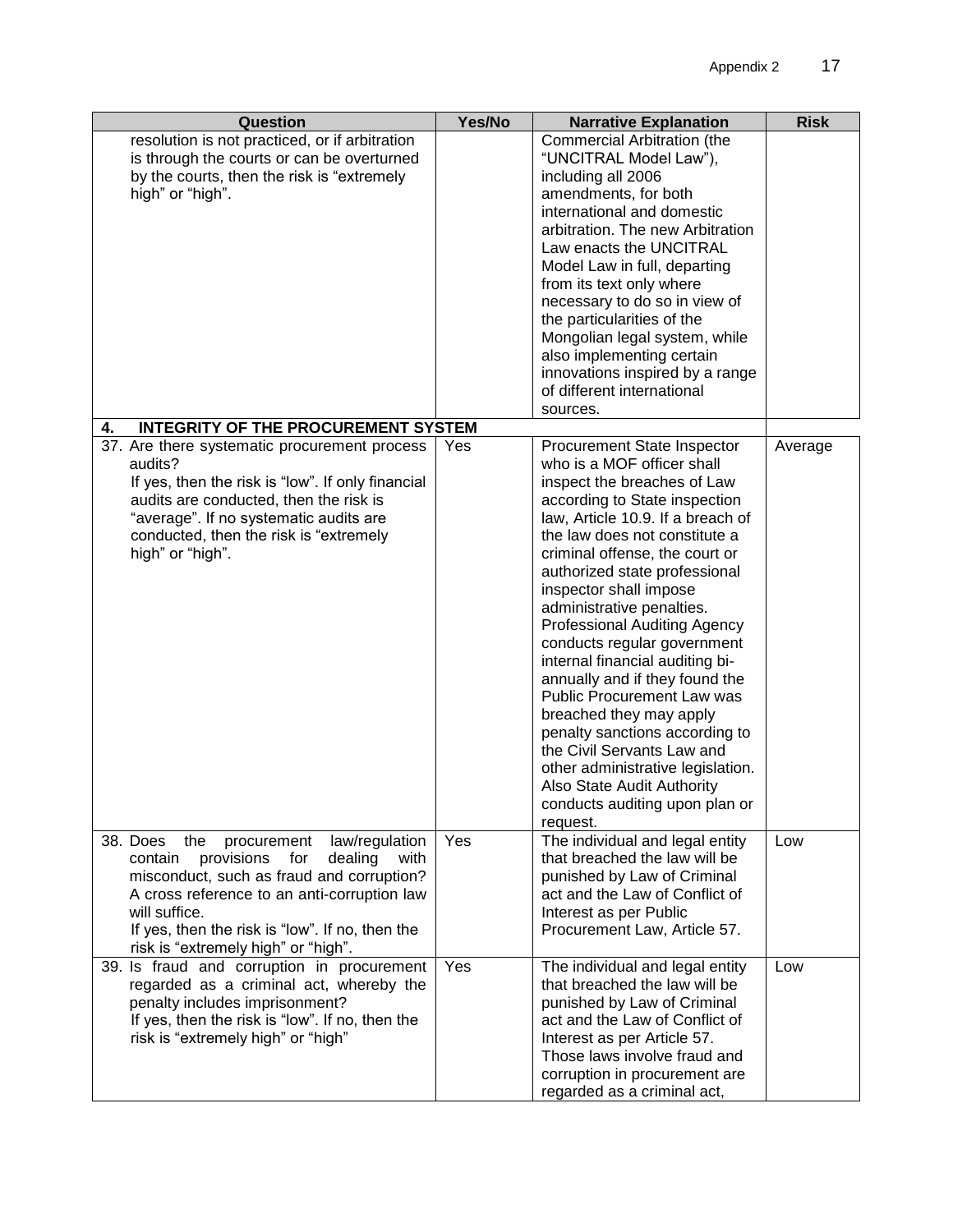| Question | Yes/No | Narrative Explanation | Risk |
|---|---|---|---|
| resolution is not practiced, or if arbitration is through the courts or can be overturned by the courts, then the risk is "extremely high" or "high". | | Commercial Arbitration (the "UNCITRAL Model Law"), including all 2006 amendments, for both international and domestic arbitration. The new Arbitration Law enacts the UNCITRAL Model Law in full, departing from its text only where necessary to do so in view of the particularities of the Mongolian legal system, while also implementing certain innovations inspired by a range of different international sources. | |
| **4. INTEGRITY OF THE PROCUREMENT SYSTEM** | | | |
| 37. Are there systematic procurement process audits? If yes, then the risk is "low". If only financial audits are conducted, then the risk is "average". If no systematic audits are conducted, then the risk is "extremely high" or "high". | Yes | Procurement State Inspector who is a MOF officer shall inspect the breaches of Law according to State inspection law, Article 10.9. If a breach of the law does not constitute a criminal offense, the court or authorized state professional inspector shall impose administrative penalties. Professional Auditing Agency conducts regular government internal financial auditing bi-annually and if they found the Public Procurement Law was breached they may apply penalty sanctions according to the Civil Servants Law and other administrative legislation. Also State Audit Authority conducts auditing upon plan or request. | Average |
| 38. Does the procurement law/regulation contain provisions for dealing with misconduct, such as fraud and corruption? A cross reference to an anti-corruption law will suffice. If yes, then the risk is "low". If no, then the risk is "extremely high" or "high". | Yes | The individual and legal entity that breached the law will be punished by Law of Criminal act and the Law of Conflict of Interest as per Public Procurement Law, Article 57. | Low |
| 39. Is fraud and corruption in procurement regarded as a criminal act, whereby the penalty includes imprisonment? If yes, then the risk is "low". If no, then the risk is "extremely high" or "high" | Yes | The individual and legal entity that breached the law will be punished by Law of Criminal act and the Law of Conflict of Interest as per Article 57. Those laws involve fraud and corruption in procurement are regarded as a criminal act, | Low |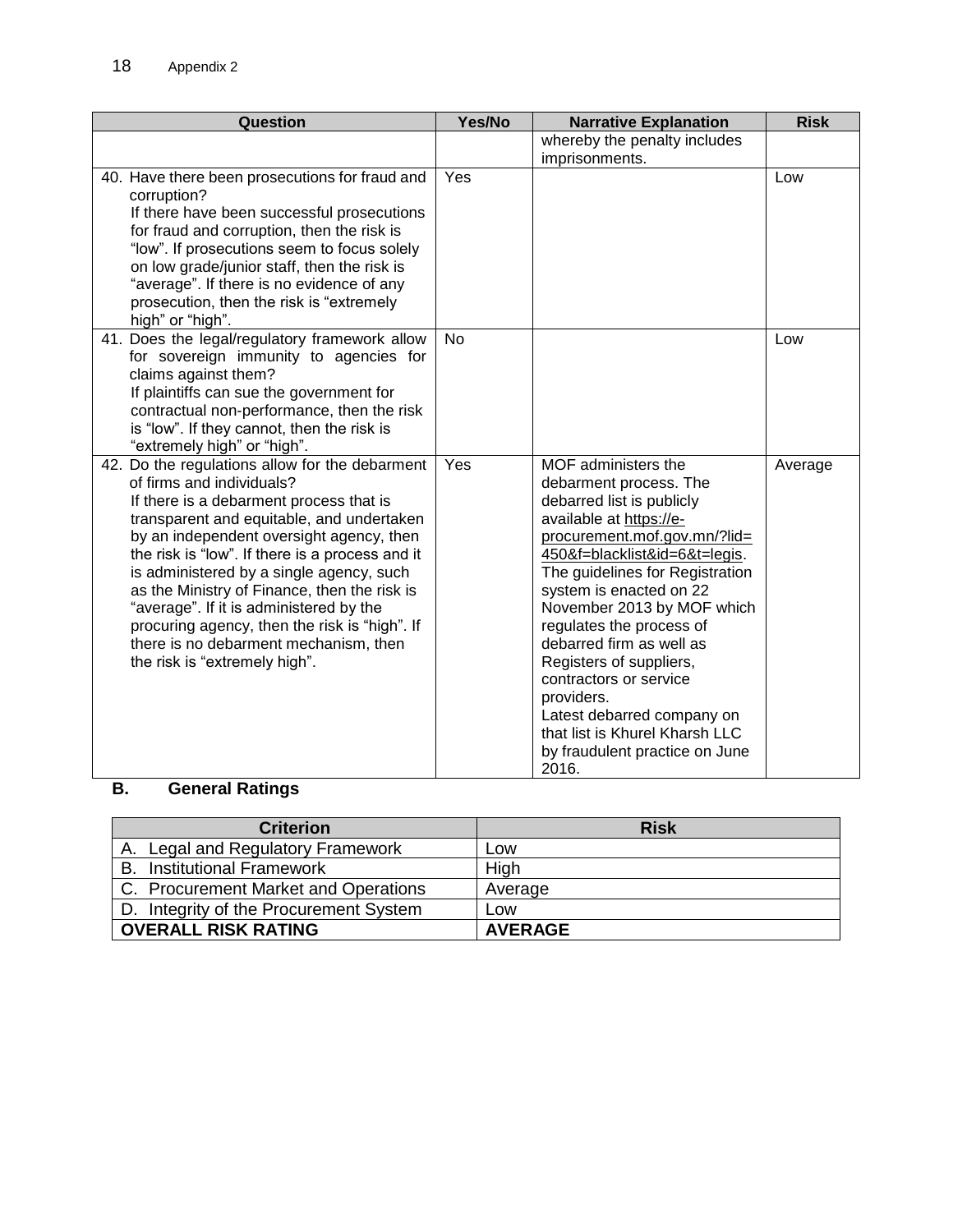| Question | Yes/No | Narrative Explanation | Risk |
|---|---|---|---|
| | | whereby the penalty includes imprisonments. | |
| 40. Have there been prosecutions for fraud and corruption? If there have been successful prosecutions for fraud and corruption, then the risk is "low". If prosecutions seem to focus solely on low grade/junior staff, then the risk is "average". If there is no evidence of any prosecution, then the risk is "extremely high" or "high". | Yes | | Low |
| 41. Does the legal/regulatory framework allow for sovereign immunity to agencies for claims against them? If plaintiffs can sue the government for contractual non-performance, then the risk is "low". If they cannot, then the risk is "extremely high" or "high". | No | | Low |
| 42. Do the regulations allow for the debarment of firms and individuals? If there is a debarment process that is transparent and equitable, and undertaken by an independent oversight agency, then the risk is "low". If there is a process and it is administered by a single agency, such as the Ministry of Finance, then the risk is "average". If it is administered by the procuring agency, then the risk is "high". If there is no debarment mechanism, then the risk is "extremely high". | Yes | MOF administers the debarment process. The debarred list is publicly available at https://e-procurement.mof.gov.mn/?lid=450&f=blacklist&id=6&t=legis. The guidelines for Registration system is enacted on 22 November 2013 by MOF which regulates the process of debarred firm as well as Registers of suppliers, contractors or service providers. Latest debarred company on that list is Khurel Kharsh LLC by fraudulent practice on June 2016. | Average |

## B. General Ratings

| Criterion | Risk |
|---|---|
| A. Legal and Regulatory Framework | Low |
| B. Institutional Framework | High |
| C. Procurement Market and Operations | Average |
| D. Integrity of the Procurement System | Low |
| **OVERALL RISK RATING** | **AVERAGE** |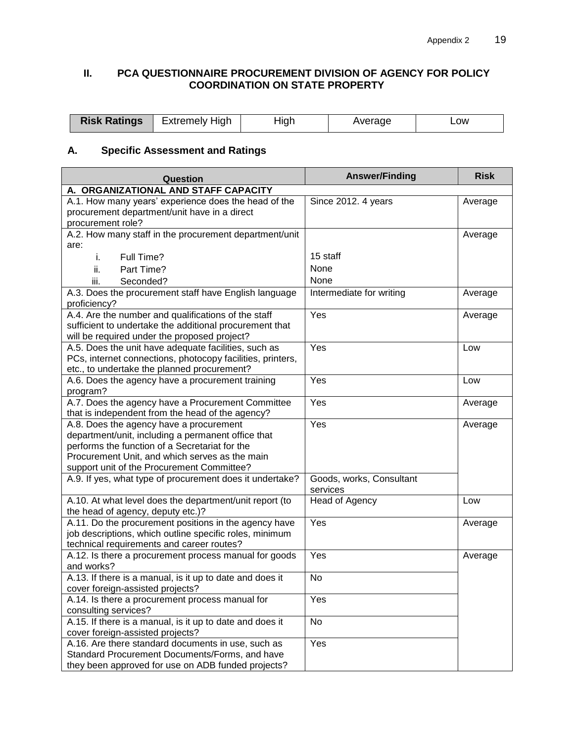## II. PCA QUESTIONNAIRE PROCUREMENT DIVISION OF AGENCY FOR POLICY COORDINATION ON STATE PROPERTY

| Risk Ratings | Extremely High | High | Average | Low |
|---|---|---|---|---|

### A. Specific Assessment and Ratings

| Question | Answer/Finding | Risk |
|---|---|---|
| **A. ORGANIZATIONAL AND STAFF CAPACITY** | | |
| A.1. How many years' experience does the head of the procurement department/unit have in a direct procurement role? | Since 2012. 4 years | Average |
| A.2. How many staff in the procurement department/unit are:<br>i. Full Time?<br>ii. Part Time?<br>iii. Seconded? | <br>15 staff<br>None<br>None | Average |
| A.3. Does the procurement staff have English language proficiency? | Intermediate for writing | Average |
| A.4. Are the number and qualifications of the staff sufficient to undertake the additional procurement that will be required under the proposed project? | Yes | Average |
| A.5. Does the unit have adequate facilities, such as PCs, internet connections, photocopy facilities, printers, etc., to undertake the planned procurement? | Yes | Low |
| A.6. Does the agency have a procurement training program? | Yes | Low |
| A.7. Does the agency have a Procurement Committee that is independent from the head of the agency? | Yes | Average |
| A.8. Does the agency have a procurement department/unit, including a permanent office that performs the function of a Secretariat for the Procurement Unit, and which serves as the main support unit of the Procurement Committee? | Yes | Average |
| A.9. If yes, what type of procurement does it undertake? | Goods, works, Consultant services | |
| A.10. At what level does the department/unit report (to the head of agency, deputy etc.)? | Head of Agency | Low |
| A.11. Do the procurement positions in the agency have job descriptions, which outline specific roles, minimum technical requirements and career routes? | Yes | Average |
| A.12. Is there a procurement process manual for goods and works? | Yes | Average |
| A.13. If there is a manual, is it up to date and does it cover foreign-assisted projects? | No | |
| A.14. Is there a procurement process manual for consulting services? | Yes | |
| A.15. If there is a manual, is it up to date and does it cover foreign-assisted projects? | No | |
| A.16. Are there standard documents in use, such as Standard Procurement Documents/Forms, and have they been approved for use on ADB funded projects? | Yes | |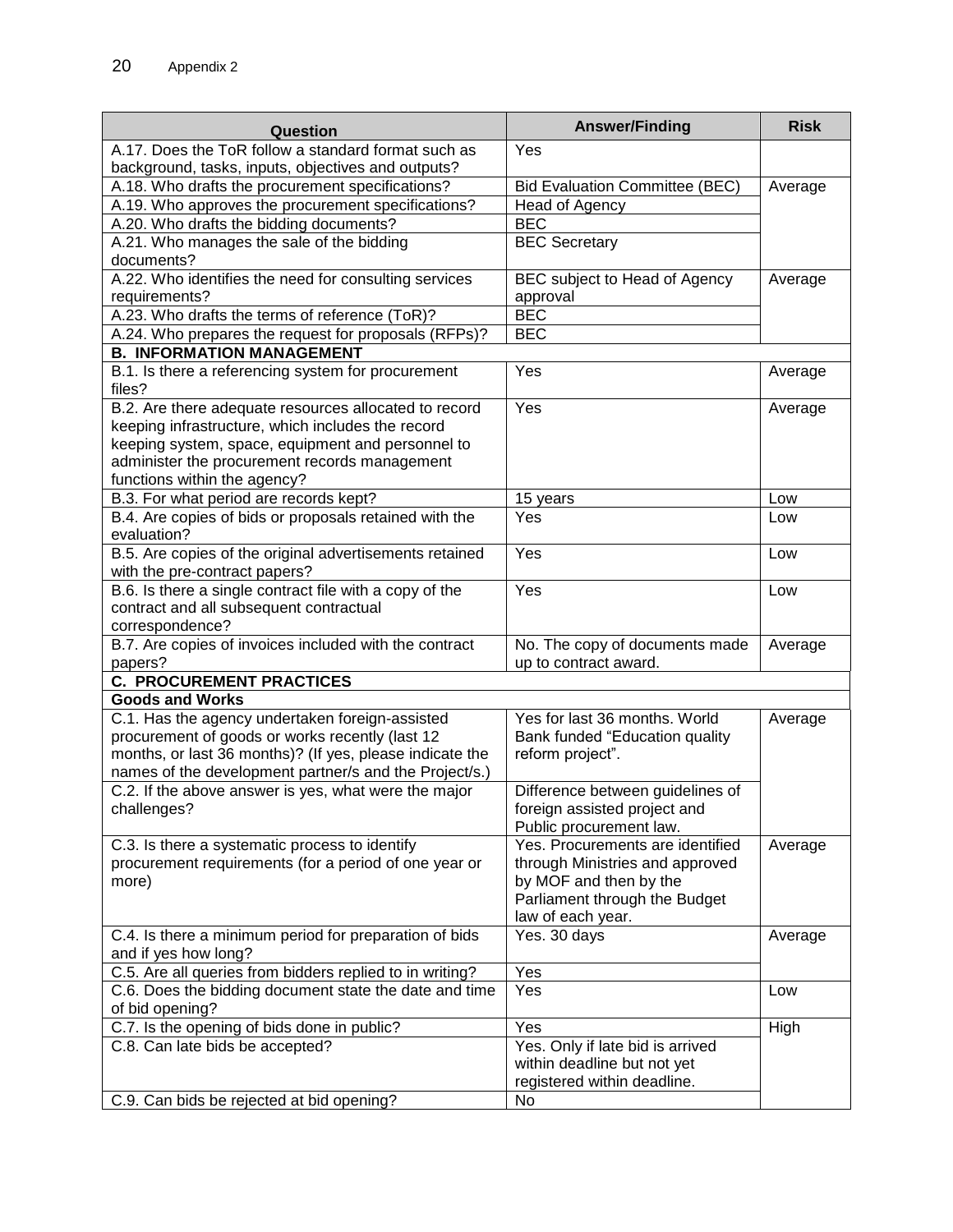| Question | Answer/Finding | Risk |
|---|---|---|
| A.17. Does the ToR follow a standard format such as background, tasks, inputs, objectives and outputs? | Yes | |
| A.18. Who drafts the procurement specifications? | Bid Evaluation Committee (BEC) | Average |
| A.19. Who approves the procurement specifications? | Head of Agency | |
| A.20. Who drafts the bidding documents? | BEC | |
| A.21. Who manages the sale of the bidding documents? | BEC Secretary | |
| A.22. Who identifies the need for consulting services requirements? | BEC subject to Head of Agency approval | Average |
| A.23. Who drafts the terms of reference (ToR)? | BEC | |
| A.24. Who prepares the request for proposals (RFPs)? | BEC | |
| **B. INFORMATION MANAGEMENT** | | |
| B.1. Is there a referencing system for procurement files? | Yes | Average |
| B.2. Are there adequate resources allocated to record keeping infrastructure, which includes the record keeping system, space, equipment and personnel to administer the procurement records management functions within the agency? | Yes | Average |
| B.3. For what period are records kept? | 15 years | Low |
| B.4. Are copies of bids or proposals retained with the evaluation? | Yes | Low |
| B.5. Are copies of the original advertisements retained with the pre-contract papers? | Yes | Low |
| B.6. Is there a single contract file with a copy of the contract and all subsequent contractual correspondence? | Yes | Low |
| B.7. Are copies of invoices included with the contract papers? | No. The copy of documents made up to contract award. | Average |
| **C. PROCUREMENT PRACTICES** | | |
| **Goods and Works** | | |
| C.1. Has the agency undertaken foreign-assisted procurement of goods or works recently (last 12 months, or last 36 months)? (If yes, please indicate the names of the development partner/s and the Project/s.) | Yes for last 36 months. World Bank funded "Education quality reform project". | Average |
| C.2. If the above answer is yes, what were the major challenges? | Difference between guidelines of foreign assisted project and Public procurement law. | |
| C.3. Is there a systematic process to identify procurement requirements (for a period of one year or more) | Yes. Procurements are identified through Ministries and approved by MOF and then by the Parliament through the Budget law of each year. | Average |
| C.4. Is there a minimum period for preparation of bids and if yes how long? | Yes. 30 days | Average |
| C.5. Are all queries from bidders replied to in writing? | Yes | |
| C.6. Does the bidding document state the date and time of bid opening? | Yes | Low |
| C.7. Is the opening of bids done in public? | Yes | High |
| C.8. Can late bids be accepted? | Yes. Only if late bid is arrived within deadline but not yet registered within deadline. | |
| C.9. Can bids be rejected at bid opening? | No | |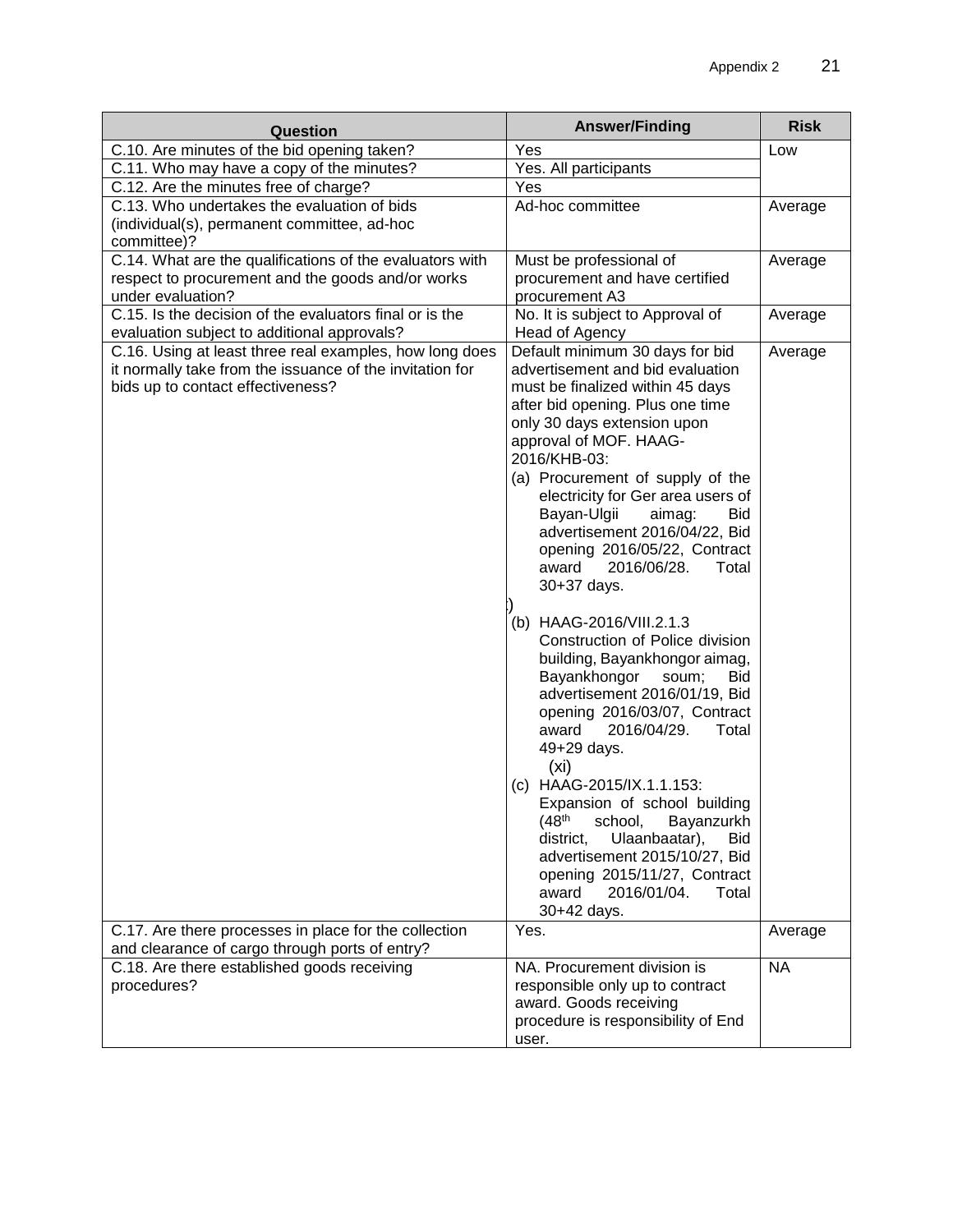| Question | Answer/Finding | Risk |
|---|---|---|
| C.10. Are minutes of the bid opening taken? | Yes | Low |
| C.11. Who may have a copy of the minutes? | Yes. All participants | |
| C.12. Are the minutes free of charge? | Yes | |
| C.13. Who undertakes the evaluation of bids (individual(s), permanent committee, ad-hoc committee)? | Ad-hoc committee | Average |
| C.14. What are the qualifications of the evaluators with respect to procurement and the goods and/or works under evaluation? | Must be professional of procurement and have certified procurement A3 | Average |
| C.15. Is the decision of the evaluators final or is the evaluation subject to additional approvals? | No. It is subject to Approval of Head of Agency | Average |
| C.16. Using at least three real examples, how long does it normally take from the issuance of the invitation for bids up to contact effectiveness? | Default minimum 30 days for bid advertisement and bid evaluation must be finalized within 45 days after bid opening. Plus one time only 30 days extension upon approval of MOF. HAAG-2016/KHB-03:<br>(a) Procurement of supply of the electricity for Ger area users of Bayan-Ulgii aimag: Bid advertisement 2016/04/22, Bid opening 2016/05/22, Contract award 2016/06/28. Total 30+37 days.<br>)<br>(b) HAAG-2016/VIII.2.1.3 Construction of Police division building, Bayankhongor aimag, Bayankhongor soum; Bid advertisement 2016/01/19, Bid opening 2016/03/07, Contract award 2016/04/29. Total 49+29 days.<br>(xi)<br>(c) HAAG-2015/IX.1.1.153: Expansion of school building (48th school, Bayanzurkh district, Ulaanbaatar), Bid advertisement 2015/10/27, Bid opening 2015/11/27, Contract award 2016/01/04. Total 30+42 days. | Average |
| C.17. Are there processes in place for the collection and clearance of cargo through ports of entry? | Yes. | Average |
| C.18. Are there established goods receiving procedures? | NA. Procurement division is responsible only up to contract award. Goods receiving procedure is responsibility of End user. | NA |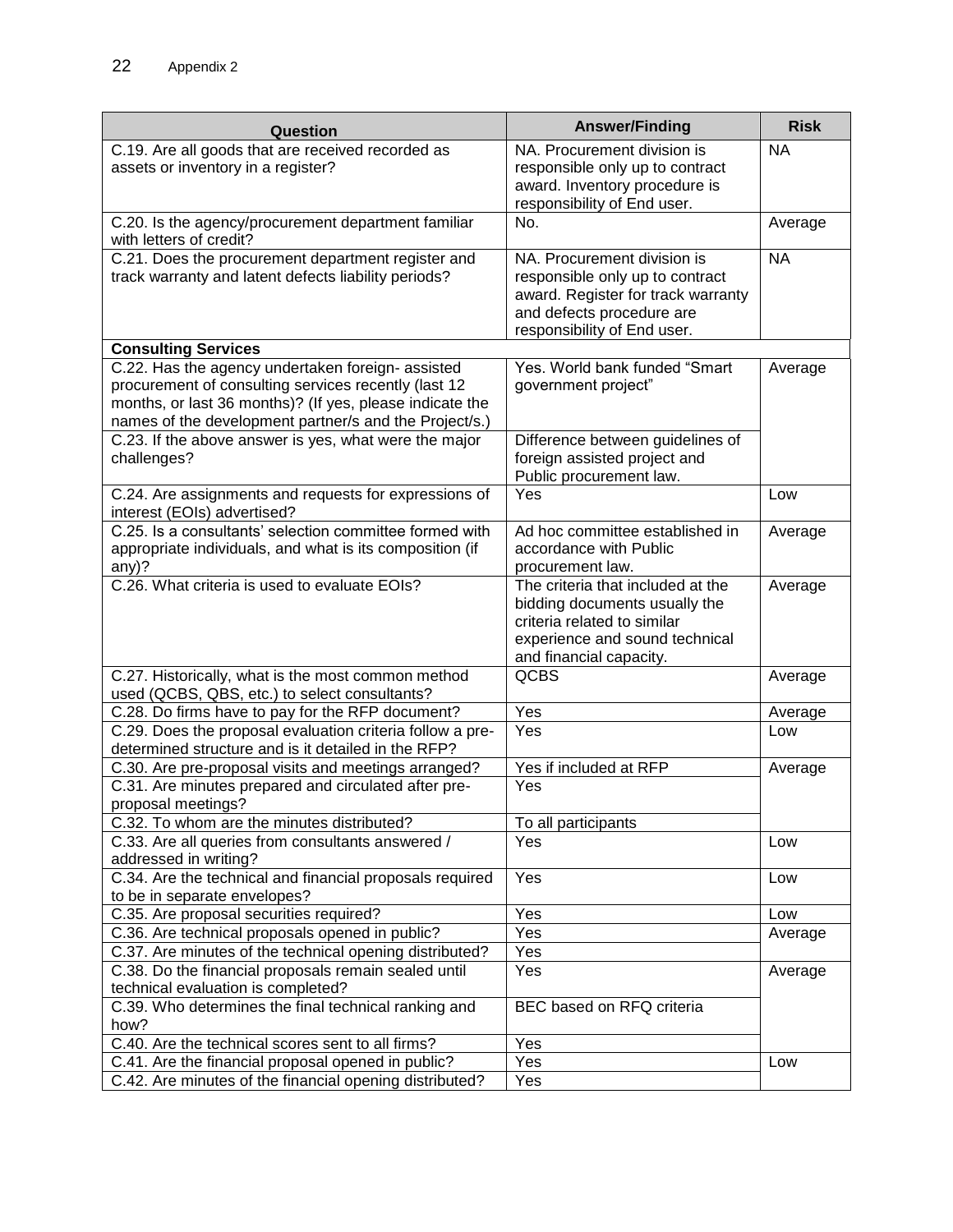Appendix 2

| Question | Answer/Finding | Risk |
|---|---|---|
| C.19. Are all goods that are received recorded as assets or inventory in a register? | NA. Procurement division is responsible only up to contract award. Inventory procedure is responsibility of End user. | NA |
| C.20. Is the agency/procurement department familiar with letters of credit? | No. | Average |
| C.21. Does the procurement department register and track warranty and latent defects liability periods? | NA. Procurement division is responsible only up to contract award. Register for track warranty and defects procedure are responsibility of End user. | NA |
| **Consulting Services** | | |
| C.22. Has the agency undertaken foreign- assisted procurement of consulting services recently (last 12 months, or last 36 months)? (If yes, please indicate the names of the development partner/s and the Project/s.) | Yes. World bank funded "Smart government project" | Average |
| C.23. If the above answer is yes, what were the major challenges? | Difference between guidelines of foreign assisted project and Public procurement law. | |
| C.24. Are assignments and requests for expressions of interest (EOIs) advertised? | Yes | Low |
| C.25. Is a consultants' selection committee formed with appropriate individuals, and what is its composition (if any)? | Ad hoc committee established in accordance with Public procurement law. | Average |
| C.26. What criteria is used to evaluate EOIs? | The criteria that included at the bidding documents usually the criteria related to similar experience and sound technical and financial capacity. | Average |
| C.27. Historically, what is the most common method used (QCBS, QBS, etc.) to select consultants? | QCBS | Average |
| C.28. Do firms have to pay for the RFP document? | Yes | Average |
| C.29. Does the proposal evaluation criteria follow a pre-determined structure and is it detailed in the RFP? | Yes | Low |
| C.30. Are pre-proposal visits and meetings arranged? | Yes if included at RFP | Average |
| C.31. Are minutes prepared and circulated after pre-proposal meetings? | Yes | |
| C.32. To whom are the minutes distributed? | To all participants | |
| C.33. Are all queries from consultants answered / addressed in writing? | Yes | Low |
| C.34. Are the technical and financial proposals required to be in separate envelopes? | Yes | Low |
| C.35. Are proposal securities required? | Yes | Low |
| C.36. Are technical proposals opened in public? | Yes | Average |
| C.37. Are minutes of the technical opening distributed? | Yes | |
| C.38. Do the financial proposals remain sealed until technical evaluation is completed? | Yes | Average |
| C.39. Who determines the final technical ranking and how? | BEC based on RFQ criteria | |
| C.40. Are the technical scores sent to all firms? | Yes | |
| C.41. Are the financial proposal opened in public? | Yes | Low |
| C.42. Are minutes of the financial opening distributed? | Yes | |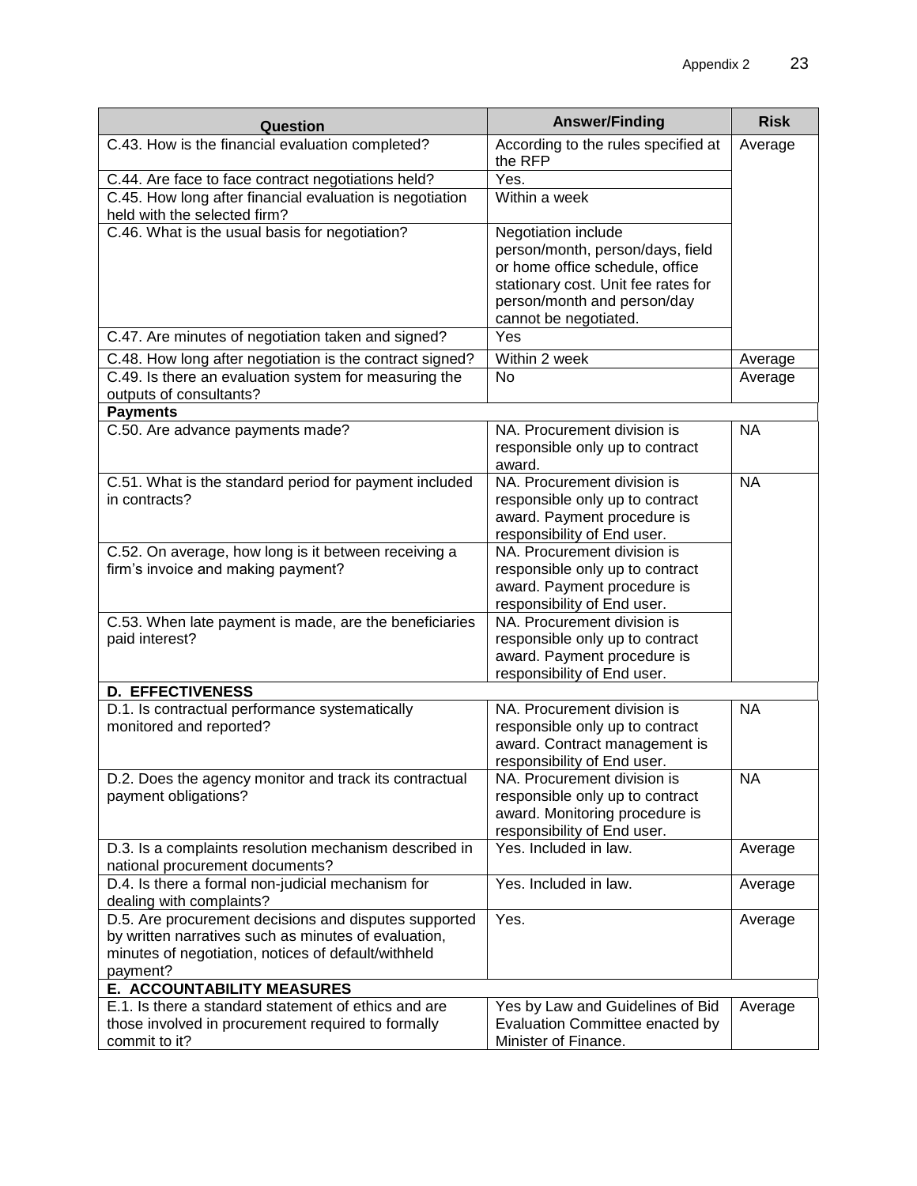| Question | Answer/Finding | Risk |
| --- | --- | --- |
| C.43. How is the financial evaluation completed? | According to the rules specified at the RFP | Average |
| C.44. Are face to face contract negotiations held? | Yes. | |
| C.45. How long after financial evaluation is negotiation held with the selected firm? | Within a week | |
| C.46. What is the usual basis for negotiation? | Negotiation include person/month, person/days, field or home office schedule, office stationary cost. Unit fee rates for person/month and person/day cannot be negotiated. | |
| C.47. Are minutes of negotiation taken and signed? | Yes | |
| C.48. How long after negotiation is the contract signed? | Within 2 week | Average |
| C.49. Is there an evaluation system for measuring the outputs of consultants? | No | Average |
| **Payments** | | |
| C.50. Are advance payments made? | NA. Procurement division is responsible only up to contract award. | NA |
| C.51. What is the standard period for payment included in contracts? | NA. Procurement division is responsible only up to contract award. Payment procedure is responsibility of End user. | NA |
| C.52. On average, how long is it between receiving a firm's invoice and making payment? | NA. Procurement division is responsible only up to contract award. Payment procedure is responsibility of End user. | |
| C.53. When late payment is made, are the beneficiaries paid interest? | NA. Procurement division is responsible only up to contract award. Payment procedure is responsibility of End user. | |
| **D. EFFECTIVENESS** | | |
| D.1. Is contractual performance systematically monitored and reported? | NA. Procurement division is responsible only up to contract award. Contract management is responsibility of End user. | NA |
| D.2. Does the agency monitor and track its contractual payment obligations? | NA. Procurement division is responsible only up to contract award. Monitoring procedure is responsibility of End user. | NA |
| D.3. Is a complaints resolution mechanism described in national procurement documents? | Yes. Included in law. | Average |
| D.4. Is there a formal non-judicial mechanism for dealing with complaints? | Yes. Included in law. | Average |
| D.5. Are procurement decisions and disputes supported by written narratives such as minutes of evaluation, minutes of negotiation, notices of default/withheld payment? | Yes. | Average |
| **E. ACCOUNTABILITY MEASURES** | | |
| E.1. Is there a standard statement of ethics and are those involved in procurement required to formally commit to it? | Yes by Law and Guidelines of Bid Evaluation Committee enacted by Minister of Finance. | Average |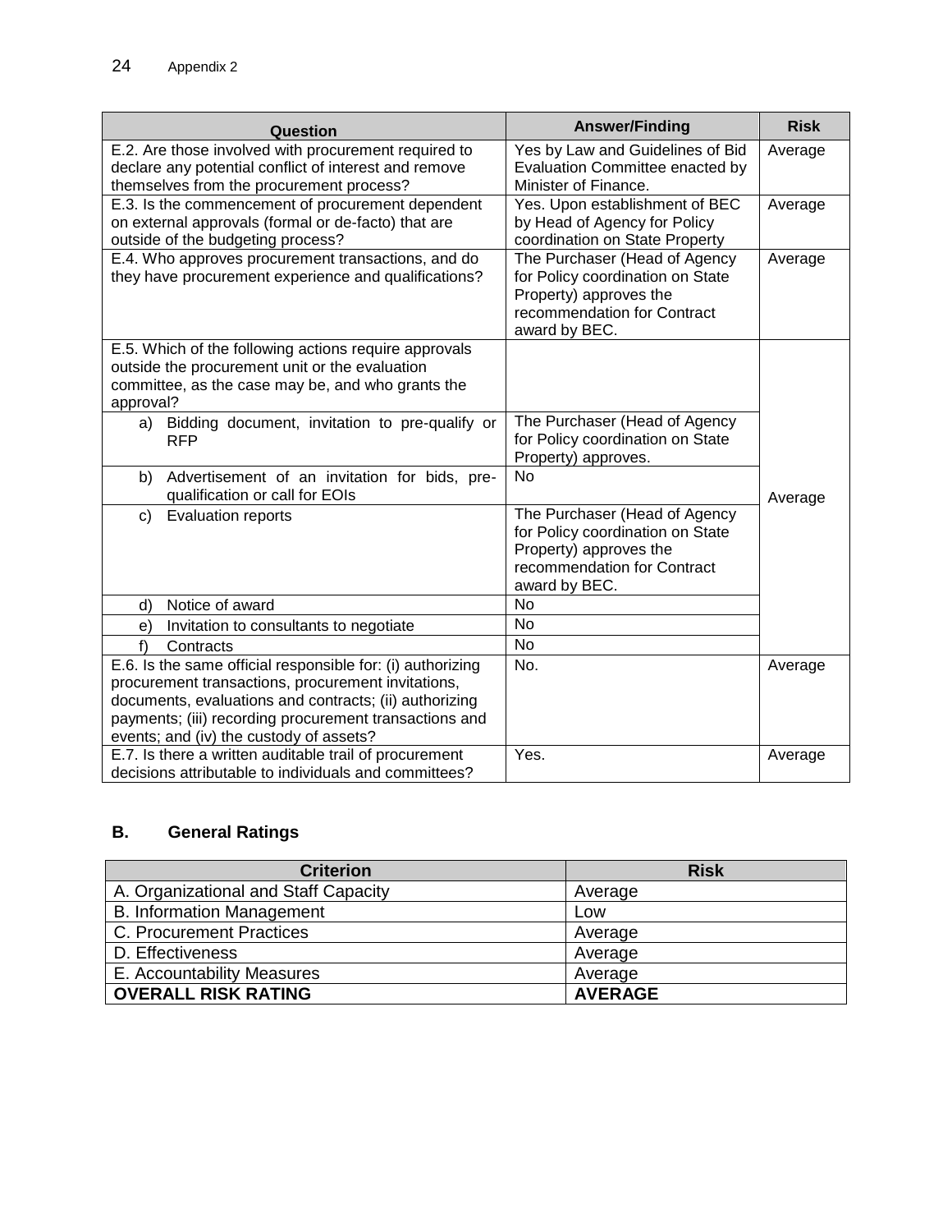| Question | Answer/Finding | Risk |
|---|---|---|
| E.2. Are those involved with procurement required to declare any potential conflict of interest and remove themselves from the procurement process? | Yes by Law and Guidelines of Bid Evaluation Committee enacted by Minister of Finance. | Average |
| E.3. Is the commencement of procurement dependent on external approvals (formal or de-facto) that are outside of the budgeting process? | Yes. Upon establishment of BEC by Head of Agency for Policy coordination on State Property | Average |
| E.4. Who approves procurement transactions, and do they have procurement experience and qualifications? | The Purchaser (Head of Agency for Policy coordination on State Property) approves the recommendation for Contract award by BEC. | Average |
| E.5. Which of the following actions require approvals outside the procurement unit or the evaluation committee, as the case may be, and who grants the approval? | | Average |
| a) Bidding document, invitation to pre-qualify or RFP | The Purchaser (Head of Agency for Policy coordination on State Property) approves. | |
| b) Advertisement of an invitation for bids, pre-qualification or call for EOIs | No | |
| c) Evaluation reports | The Purchaser (Head of Agency for Policy coordination on State Property) approves the recommendation for Contract award by BEC. | |
| d) Notice of award | No | |
| e) Invitation to consultants to negotiate | No | |
| f) Contracts | No | |
| E.6. Is the same official responsible for: (i) authorizing procurement transactions, procurement invitations, documents, evaluations and contracts; (ii) authorizing payments; (iii) recording procurement transactions and events; and (iv) the custody of assets? | No. | Average |
| E.7. Is there a written auditable trail of procurement decisions attributable to individuals and committees? | Yes. | Average |

## B. General Ratings

| Criterion | Risk |
|---|---|
| A. Organizational and Staff Capacity | Average |
| B. Information Management | Low |
| C. Procurement Practices | Average |
| D. Effectiveness | Average |
| E. Accountability Measures | Average |
| **OVERALL RISK RATING** | **AVERAGE** |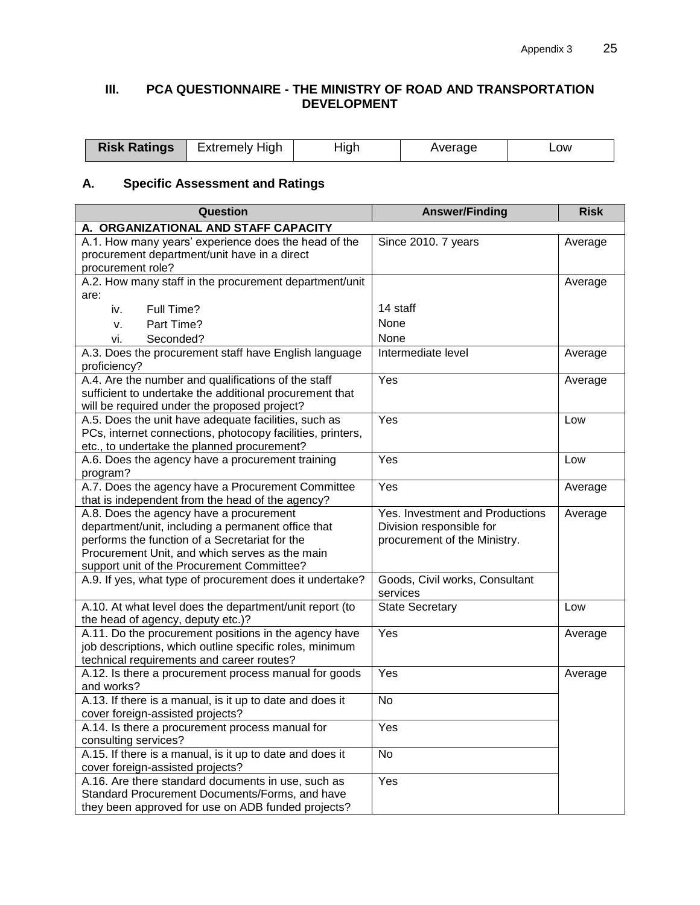### III. PCA QUESTIONNAIRE - THE MINISTRY OF ROAD AND TRANSPORTATION DEVELOPMENT

| Risk Ratings | Extremely High | High | Average | Low |
|---|---|---|---|---|

### A. Specific Assessment and Ratings

| Question | Answer/Finding | Risk |
|---|---|---|
| **A. ORGANIZATIONAL AND STAFF CAPACITY** | | |
| A.1. How many years' experience does the head of the procurement department/unit have in a direct procurement role? | Since 2010. 7 years | Average |
| A.2. How many staff in the procurement department/unit are:<br>iv. Full Time?<br>v. Part Time?<br>vi. Seconded? | <br>14 staff<br>None<br>None | Average |
| A.3. Does the procurement staff have English language proficiency? | Intermediate level | Average |
| A.4. Are the number and qualifications of the staff sufficient to undertake the additional procurement that will be required under the proposed project? | Yes | Average |
| A.5. Does the unit have adequate facilities, such as PCs, internet connections, photocopy facilities, printers, etc., to undertake the planned procurement? | Yes | Low |
| A.6. Does the agency have a procurement training program? | Yes | Low |
| A.7. Does the agency have a Procurement Committee that is independent from the head of the agency? | Yes | Average |
| A.8. Does the agency have a procurement department/unit, including a permanent office that performs the function of a Secretariat for the Procurement Unit, and which serves as the main support unit of the Procurement Committee? | Yes. Investment and Productions Division responsible for procurement of the Ministry. | Average |
| A.9. If yes, what type of procurement does it undertake? | Goods, Civil works, Consultant services | |
| A.10. At what level does the department/unit report (to the head of agency, deputy etc.)? | State Secretary | Low |
| A.11. Do the procurement positions in the agency have job descriptions, which outline specific roles, minimum technical requirements and career routes? | Yes | Average |
| A.12. Is there a procurement process manual for goods and works? | Yes | Average |
| A.13. If there is a manual, is it up to date and does it cover foreign-assisted projects? | No | |
| A.14. Is there a procurement process manual for consulting services? | Yes | |
| A.15. If there is a manual, is it up to date and does it cover foreign-assisted projects? | No | |
| A.16. Are there standard documents in use, such as Standard Procurement Documents/Forms, and have they been approved for use on ADB funded projects? | Yes | |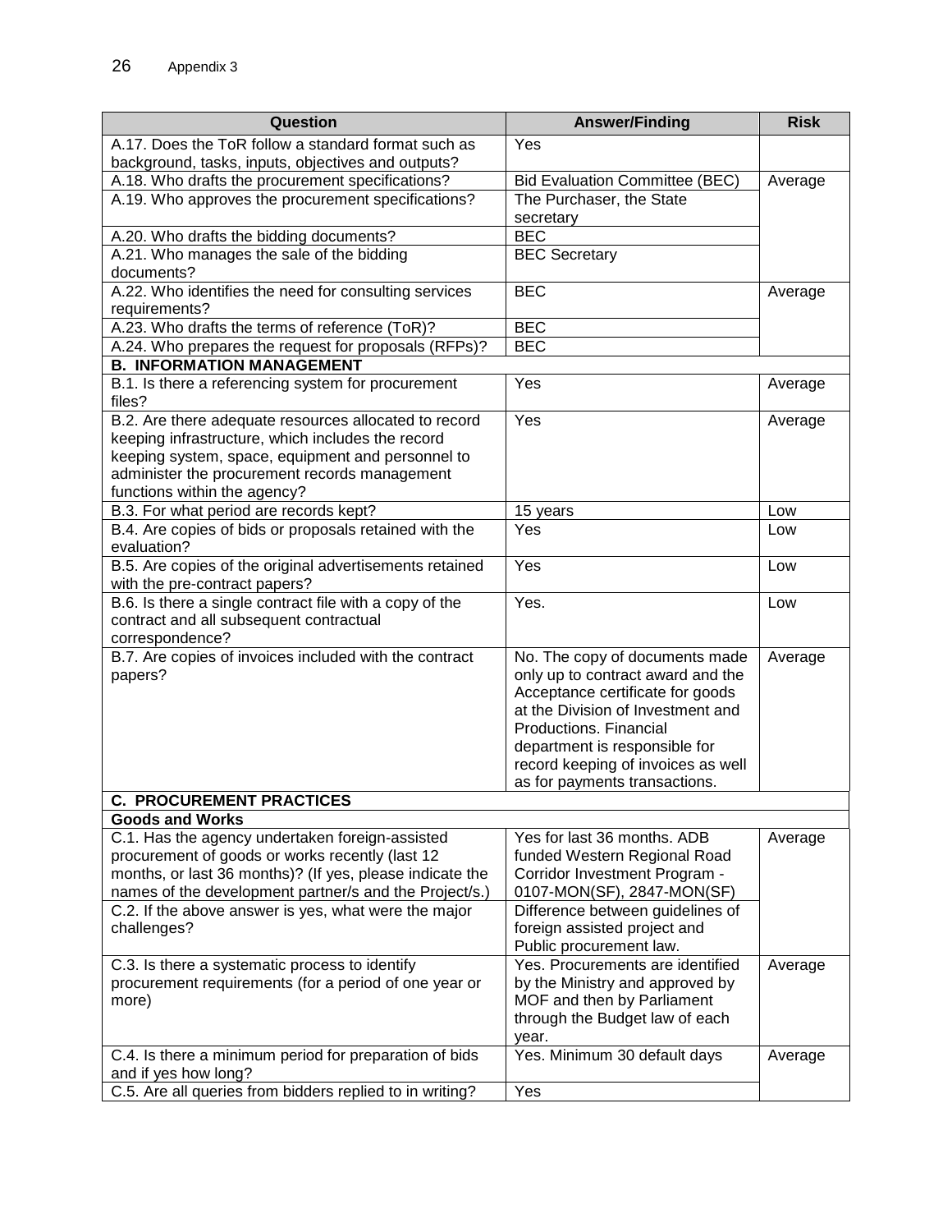Appendix 3

| Question | Answer/Finding | Risk |
|---|---|---|
| A.17. Does the ToR follow a standard format such as background, tasks, inputs, objectives and outputs? | Yes | |
| A.18. Who drafts the procurement specifications? | Bid Evaluation Committee (BEC) | Average |
| A.19. Who approves the procurement specifications? | The Purchaser, the State secretary | |
| A.20. Who drafts the bidding documents? | BEC | |
| A.21. Who manages the sale of the bidding documents? | BEC Secretary | |
| A.22. Who identifies the need for consulting services requirements? | BEC | Average |
| A.23. Who drafts the terms of reference (ToR)? | BEC | |
| A.24. Who prepares the request for proposals (RFPs)? | BEC | |
| **B. INFORMATION MANAGEMENT** | | |
| B.1. Is there a referencing system for procurement files? | Yes | Average |
| B.2. Are there adequate resources allocated to record keeping infrastructure, which includes the record keeping system, space, equipment and personnel to administer the procurement records management functions within the agency? | Yes | Average |
| B.3. For what period are records kept? | 15 years | Low |
| B.4. Are copies of bids or proposals retained with the evaluation? | Yes | Low |
| B.5. Are copies of the original advertisements retained with the pre-contract papers? | Yes | Low |
| B.6. Is there a single contract file with a copy of the contract and all subsequent contractual correspondence? | Yes. | Low |
| B.7. Are copies of invoices included with the contract papers? | No. The copy of documents made only up to contract award and the Acceptance certificate for goods at the Division of Investment and Productions. Financial department is responsible for record keeping of invoices as well as for payments transactions. | Average |
| **C. PROCUREMENT PRACTICES** | | |
| **Goods and Works** | | |
| C.1. Has the agency undertaken foreign-assisted procurement of goods or works recently (last 12 months, or last 36 months)? (If yes, please indicate the names of the development partner/s and the Project/s.) | Yes for last 36 months. ADB funded Western Regional Road Corridor Investment Program - 0107-MON(SF), 2847-MON(SF) | Average |
| C.2. If the above answer is yes, what were the major challenges? | Difference between guidelines of foreign assisted project and Public procurement law. | |
| C.3. Is there a systematic process to identify procurement requirements (for a period of one year or more) | Yes. Procurements are identified by the Ministry and approved by MOF and then by Parliament through the Budget law of each year. | Average |
| C.4. Is there a minimum period for preparation of bids and if yes how long? | Yes. Minimum 30 default days | Average |
| C.5. Are all queries from bidders replied to in writing? | Yes | |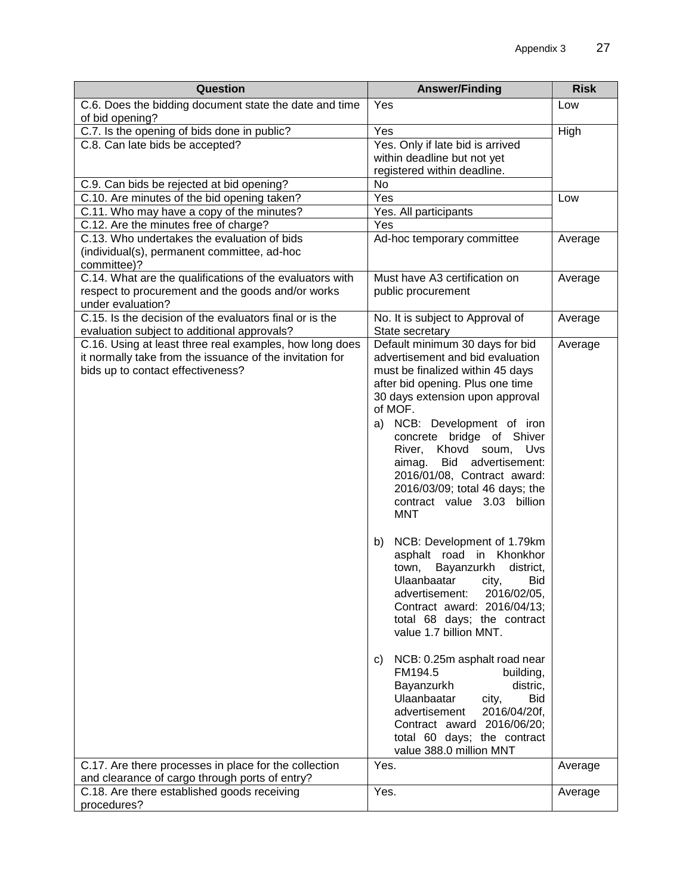| Question | Answer/Finding | Risk |
|---|---|---|
| C.6. Does the bidding document state the date and time of bid opening? | Yes | Low |
| C.7. Is the opening of bids done in public? | Yes | High |
| C.8. Can late bids be accepted? | Yes. Only if late bid is arrived within deadline but not yet registered within deadline. | |
| C.9. Can bids be rejected at bid opening? | No | |
| C.10. Are minutes of the bid opening taken? | Yes | Low |
| C.11. Who may have a copy of the minutes? | Yes. All participants | |
| C.12. Are the minutes free of charge? | Yes | |
| C.13. Who undertakes the evaluation of bids (individual(s), permanent committee, ad-hoc committee)? | Ad-hoc temporary committee | Average |
| C.14. What are the qualifications of the evaluators with respect to procurement and the goods and/or works under evaluation? | Must have A3 certification on public procurement | Average |
| C.15. Is the decision of the evaluators final or is the evaluation subject to additional approvals? | No. It is subject to Approval of State secretary | Average |
| C.16. Using at least three real examples, how long does it normally take from the issuance of the invitation for bids up to contact effectiveness? | Default minimum 30 days for bid advertisement and bid evaluation must be finalized within 45 days after bid opening. Plus one time 30 days extension upon approval of MOF.<br>a) NCB: Development of iron concrete bridge of Shiver River, Khovd soum, Uvs aimag. Bid advertisement: 2016/01/08, Contract award: 2016/03/09; total 46 days; the contract value 3.03 billion MNT<br>b) NCB: Development of 1.79km asphalt road in Khonkhor town, Bayanzurkh district, Ulaanbaatar city, Bid advertisement: 2016/02/05, Contract award: 2016/04/13; total 68 days; the contract value 1.7 billion MNT.<br>c) NCB: 0.25m asphalt road near FM194.5 building, Bayanzurkh distric, Ulaanbaatar city, Bid advertisement 2016/04/20f, Contract award 2016/06/20; total 60 days; the contract value 388.0 million MNT | Average |
| C.17. Are there processes in place for the collection and clearance of cargo through ports of entry? | Yes. | Average |
| C.18. Are there established goods receiving procedures? | Yes. | Average |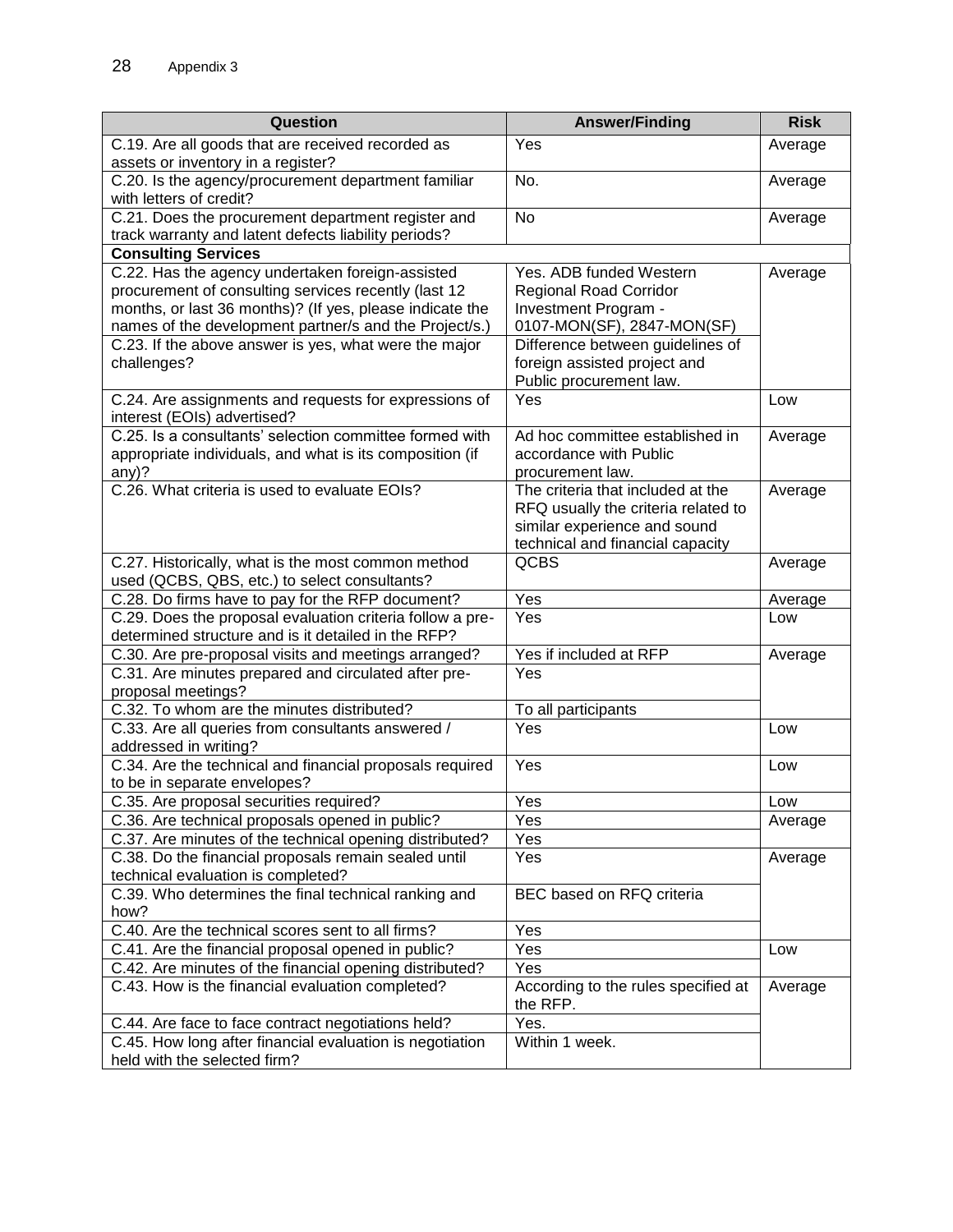Appendix 3

| Question | Answer/Finding | Risk |
|---|---|---|
| C.19. Are all goods that are received recorded as assets or inventory in a register? | Yes | Average |
| C.20. Is the agency/procurement department familiar with letters of credit? | No. | Average |
| C.21. Does the procurement department register and track warranty and latent defects liability periods? | No | Average |
| **Consulting Services** | | |
| C.22. Has the agency undertaken foreign-assisted procurement of consulting services recently (last 12 months, or last 36 months)? (If yes, please indicate the names of the development partner/s and the Project/s.) | Yes. ADB funded Western Regional Road Corridor Investment Program - 0107-MON(SF), 2847-MON(SF) | Average |
| C.23. If the above answer is yes, what were the major challenges? | Difference between guidelines of foreign assisted project and Public procurement law. | |
| C.24. Are assignments and requests for expressions of interest (EOIs) advertised? | Yes | Low |
| C.25. Is a consultants' selection committee formed with appropriate individuals, and what is its composition (if any)? | Ad hoc committee established in accordance with Public procurement law. | Average |
| C.26. What criteria is used to evaluate EOIs? | The criteria that included at the RFQ usually the criteria related to similar experience and sound technical and financial capacity | Average |
| C.27. Historically, what is the most common method used (QCBS, QBS, etc.) to select consultants? | QCBS | Average |
| C.28. Do firms have to pay for the RFP document? | Yes | Average |
| C.29. Does the proposal evaluation criteria follow a pre-determined structure and is it detailed in the RFP? | Yes | Low |
| C.30. Are pre-proposal visits and meetings arranged? | Yes if included at RFP | Average |
| C.31. Are minutes prepared and circulated after pre-proposal meetings? | Yes | |
| C.32. To whom are the minutes distributed? | To all participants | |
| C.33. Are all queries from consultants answered / addressed in writing? | Yes | Low |
| C.34. Are the technical and financial proposals required to be in separate envelopes? | Yes | Low |
| C.35. Are proposal securities required? | Yes | Low |
| C.36. Are technical proposals opened in public? | Yes | Average |
| C.37. Are minutes of the technical opening distributed? | Yes | |
| C.38. Do the financial proposals remain sealed until technical evaluation is completed? | Yes | Average |
| C.39. Who determines the final technical ranking and how? | BEC based on RFQ criteria | |
| C.40. Are the technical scores sent to all firms? | Yes | |
| C.41. Are the financial proposal opened in public? | Yes | Low |
| C.42. Are minutes of the financial opening distributed? | Yes | |
| C.43. How is the financial evaluation completed? | According to the rules specified at the RFP. | Average |
| C.44. Are face to face contract negotiations held? | Yes. | |
| C.45. How long after financial evaluation is negotiation held with the selected firm? | Within 1 week. | |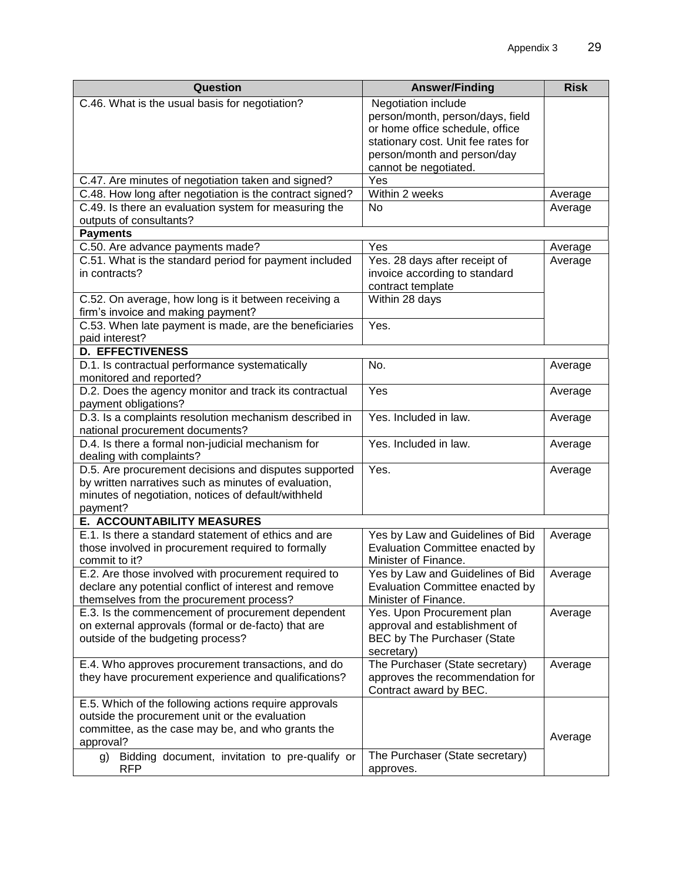| Question | Answer/Finding | Risk |
|---|---|---|
| C.46. What is the usual basis for negotiation? | Negotiation include person/month, person/days, field or home office schedule, office stationary cost. Unit fee rates for person/month and person/day cannot be negotiated. | |
| C.47. Are minutes of negotiation taken and signed? | Yes | |
| C.48. How long after negotiation is the contract signed? | Within 2 weeks | Average |
| C.49. Is there an evaluation system for measuring the outputs of consultants? | No | Average |
| **Payments** | | |
| C.50. Are advance payments made? | Yes | Average |
| C.51. What is the standard period for payment included in contracts? | Yes. 28 days after receipt of invoice according to standard contract template | Average |
| C.52. On average, how long is it between receiving a firm's invoice and making payment? | Within 28 days | |
| C.53. When late payment is made, are the beneficiaries paid interest? | Yes. | |
| **D. EFFECTIVENESS** | | |
| D.1. Is contractual performance systematically monitored and reported? | No. | Average |
| D.2. Does the agency monitor and track its contractual payment obligations? | Yes | Average |
| D.3. Is a complaints resolution mechanism described in national procurement documents? | Yes. Included in law. | Average |
| D.4. Is there a formal non-judicial mechanism for dealing with complaints? | Yes. Included in law. | Average |
| D.5. Are procurement decisions and disputes supported by written narratives such as minutes of evaluation, minutes of negotiation, notices of default/withheld payment? | Yes. | Average |
| **E. ACCOUNTABILITY MEASURES** | | |
| E.1. Is there a standard statement of ethics and are those involved in procurement required to formally commit to it? | Yes by Law and Guidelines of Bid Evaluation Committee enacted by Minister of Finance. | Average |
| E.2. Are those involved with procurement required to declare any potential conflict of interest and remove themselves from the procurement process? | Yes by Law and Guidelines of Bid Evaluation Committee enacted by Minister of Finance. | Average |
| E.3. Is the commencement of procurement dependent on external approvals (formal or de-facto) that are outside of the budgeting process? | Yes. Upon Procurement plan approval and establishment of BEC by The Purchaser (State secretary) | Average |
| E.4. Who approves procurement transactions, and do they have procurement experience and qualifications? | The Purchaser (State secretary) approves the recommendation for Contract award by BEC. | Average |
| E.5. Which of the following actions require approvals outside the procurement unit or the evaluation committee, as the case may be, and who grants the approval? | | Average |
| g) Bidding document, invitation to pre-qualify or RFP | The Purchaser (State secretary) approves. | |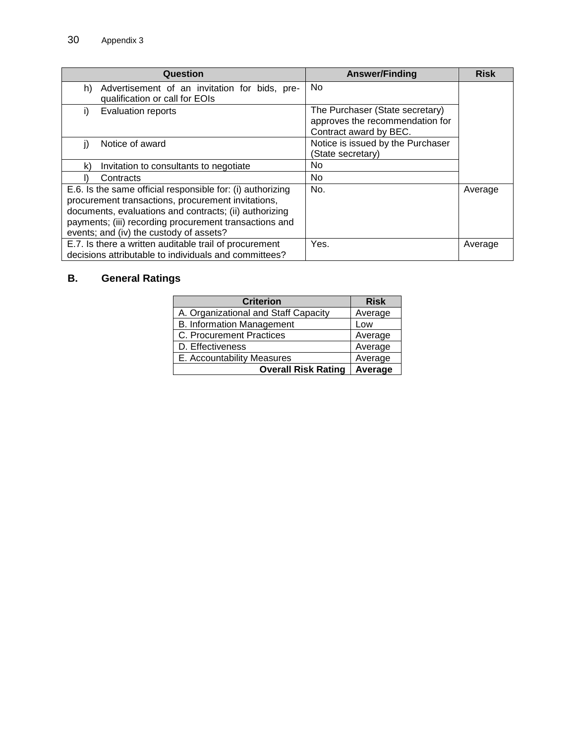| Question | Answer/Finding | Risk |
|---|---|---|
| h) Advertisement of an invitation for bids, pre-qualification or call for EOIs | No | |
| i) Evaluation reports | The Purchaser (State secretary) approves the recommendation for Contract award by BEC. | |
| j) Notice of award | Notice is issued by the Purchaser (State secretary) | |
| k) Invitation to consultants to negotiate | No | |
| l) Contracts | No | |
| E.6. Is the same official responsible for: (i) authorizing procurement transactions, procurement invitations, documents, evaluations and contracts; (ii) authorizing payments; (iii) recording procurement transactions and events; and (iv) the custody of assets? | No. | Average |
| E.7. Is there a written auditable trail of procurement decisions attributable to individuals and committees? | Yes. | Average |

## B. General Ratings

| Criterion | Risk |
|---|---|
| A. Organizational and Staff Capacity | Average |
| B. Information Management | Low |
| C. Procurement Practices | Average |
| D. Effectiveness | Average |
| E. Accountability Measures | Average |
| **Overall Risk Rating** | **Average** |